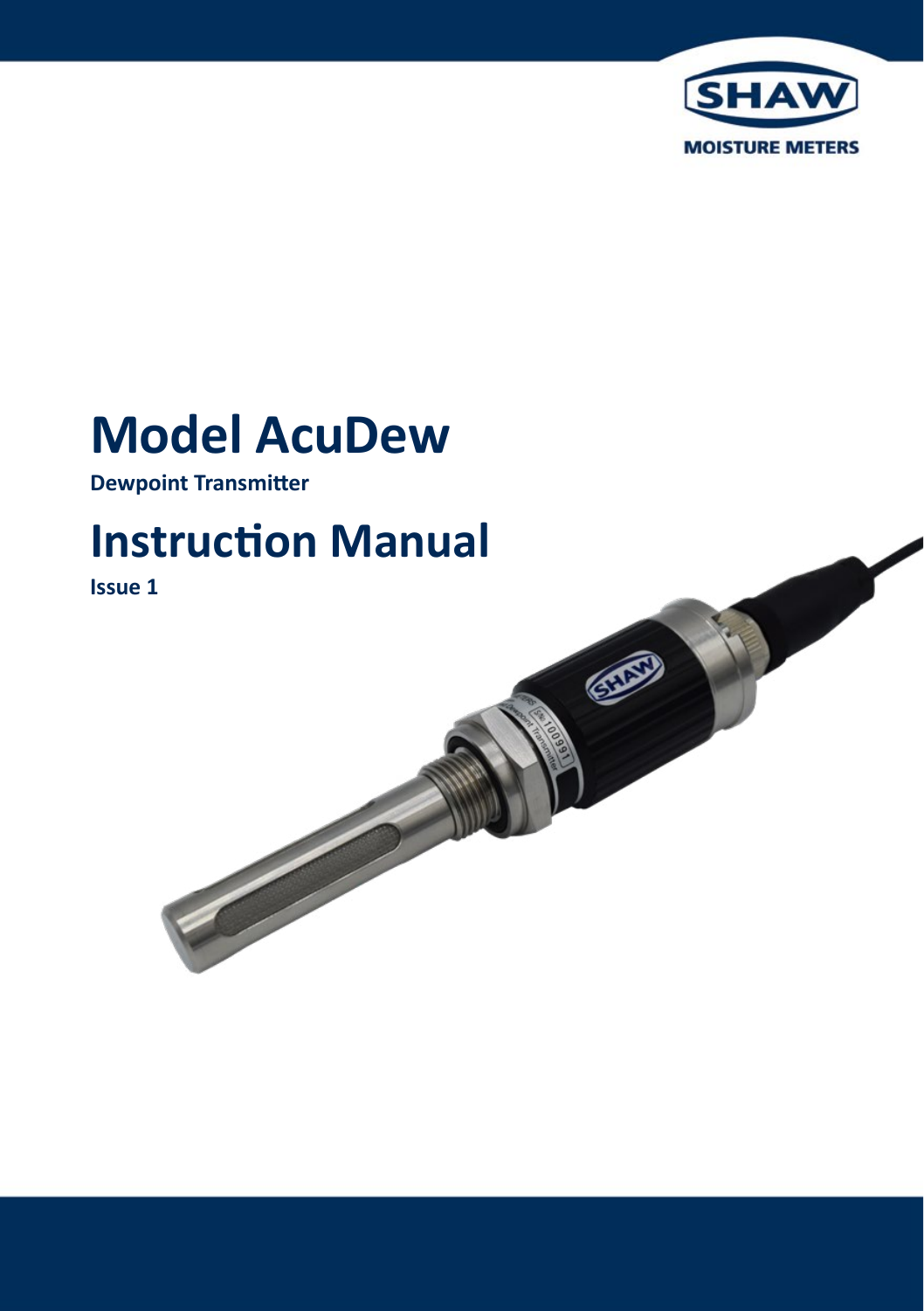SHAW

MOISTURE METERS

# Model AcuDew

**Dewpoint Transmitter**

# Instruction Manual

**Issue 1**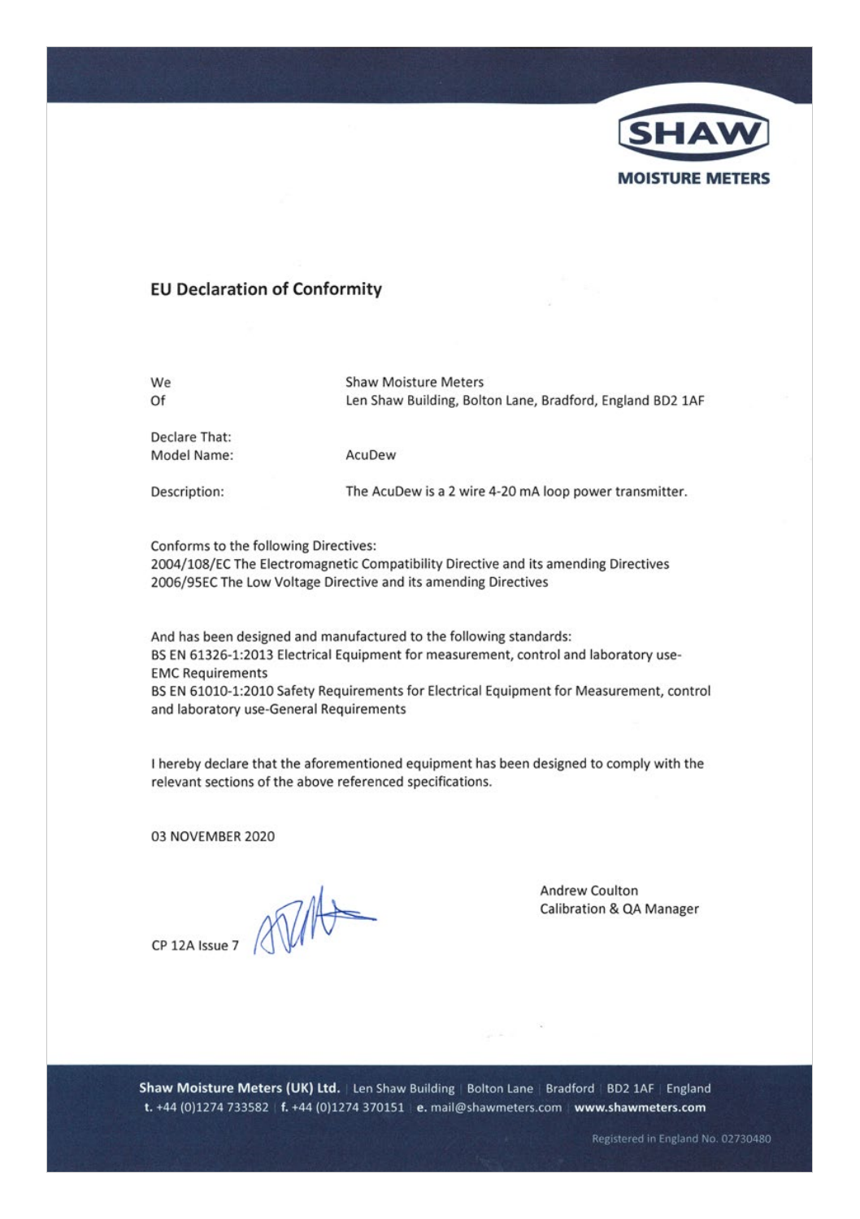SHAW

MOISTURE METERS

## EU Declaration of Conformity

| | |
|---|---|
| We | Shaw Moisture Meters |
| Of | Len Shaw Building, Bolton Lane, Bradford, England BD2 1AF |
| Declare That: | |
| Model Name: | AcuDew |
| Description: | The AcuDew is a 2 wire 4-20 mA loop power transmitter. |

Conforms to the following Directives:
2004/108/EC The Electromagnetic Compatibility Directive and its amending Directives
2006/95EC The Low Voltage Directive and its amending Directives

And has been designed and manufactured to the following standards:
BS EN 61326-1:2013 Electrical Equipment for measurement, control and laboratory use-EMC Requirements
BS EN 61010-1:2010 Safety Requirements for Electrical Equipment for Measurement, control and laboratory use-General Requirements

I hereby declare that the aforementioned equipment has been designed to comply with the relevant sections of the above referenced specifications.

03 NOVEMBER 2020

Andrew Coulton
Calibration & QA Manager

CP 12A Issue 7

**Shaw Moisture Meters (UK) Ltd.** | Len Shaw Building | Bolton Lane | Bradford | BD2 1AF | England
**t.** +44 (0)1274 733582 | **f.** +44 (0)1274 370151 | **e.** mail@shawmeters.com | **www.shawmeters.com**

Registered in England No. 02730480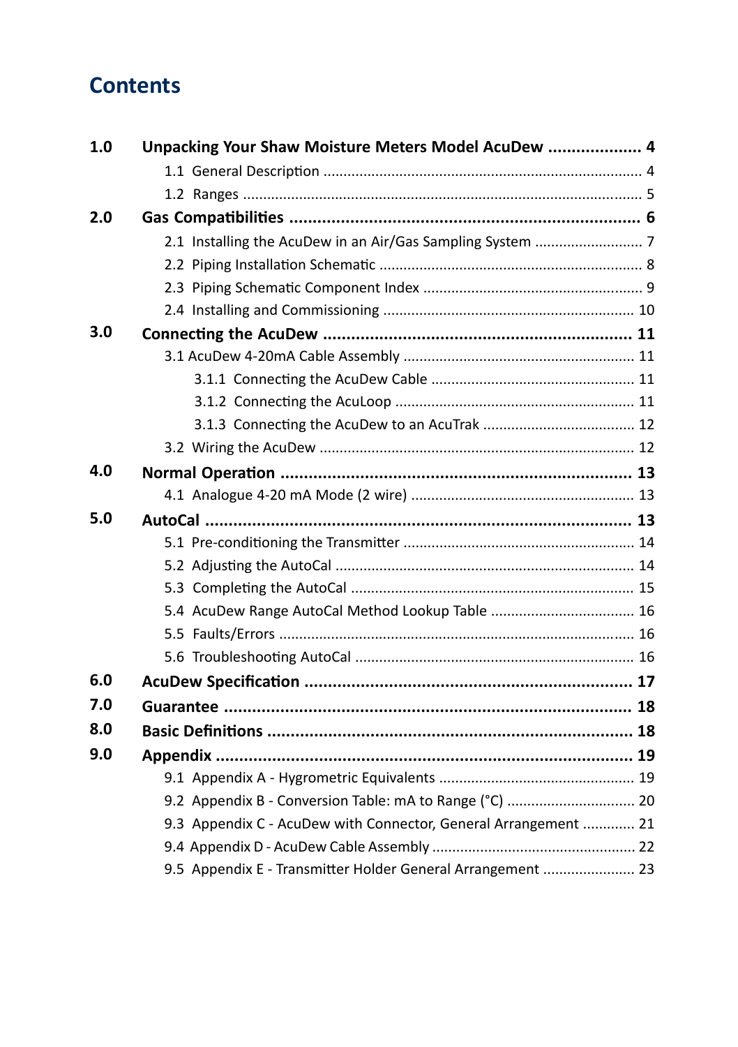# Contents

**1.0 Unpacking Your Shaw Moisture Meters Model AcuDew .................... 4**

- 1.1 General Description ............................................................................ 4
- 1.2 Ranges ................................................................................................ 5

**2.0 Gas Compatibilities ......................................................................... 6**

- 2.1 Installing the AcuDew in an Air/Gas Sampling System ........................... 7
- 2.2 Piping Installation Schematic ................................................................. 8
- 2.3 Piping Schematic Component Index ...................................................... 9
- 2.4 Installing and Commissioning .............................................................. 10

**3.0 Connecting the AcuDew ................................................................. 11**

- 3.1 AcuDew 4-20mA Cable Assembly ......................................................... 11
  - 3.1.1 Connecting the AcuDew Cable .................................................. 11
  - 3.1.2 Connecting the AcuLoop ........................................................... 11
  - 3.1.3 Connecting the AcuDew to an AcuTrak ..................................... 12
- 3.2 Wiring the AcuDew ............................................................................. 12

**4.0 Normal Operation .......................................................................... 13**

- 4.1 Analogue 4-20 mA Mode (2 wire) ....................................................... 13

**5.0 AutoCal ......................................................................................... 13**

- 5.1 Pre-conditioning the Transmitter ......................................................... 14
- 5.2 Adjusting the AutoCal .......................................................................... 14
- 5.3 Completing the AutoCal ...................................................................... 15
- 5.4 AcuDew Range AutoCal Method Lookup Table .................................... 16
- 5.5 Faults/Errors ....................................................................................... 16
- 5.6 Troubleshooting AutoCal ..................................................................... 16

**6.0 AcuDew Specification ..................................................................... 17**

**7.0 Guarantee ...................................................................................... 18**

**8.0 Basic Definitions ............................................................................. 18**

**9.0 Appendix ........................................................................................ 19**

- 9.1 Appendix A - Hygrometric Equivalents ................................................ 19
- 9.2 Appendix B - Conversion Table: mA to Range (°C) ................................ 20
- 9.3 Appendix C - AcuDew with Connector, General Arrangement ............. 21
- 9.4 Appendix D - AcuDew Cable Assembly .................................................. 22
- 9.5 Appendix E - Transmitter Holder General Arrangement ....................... 23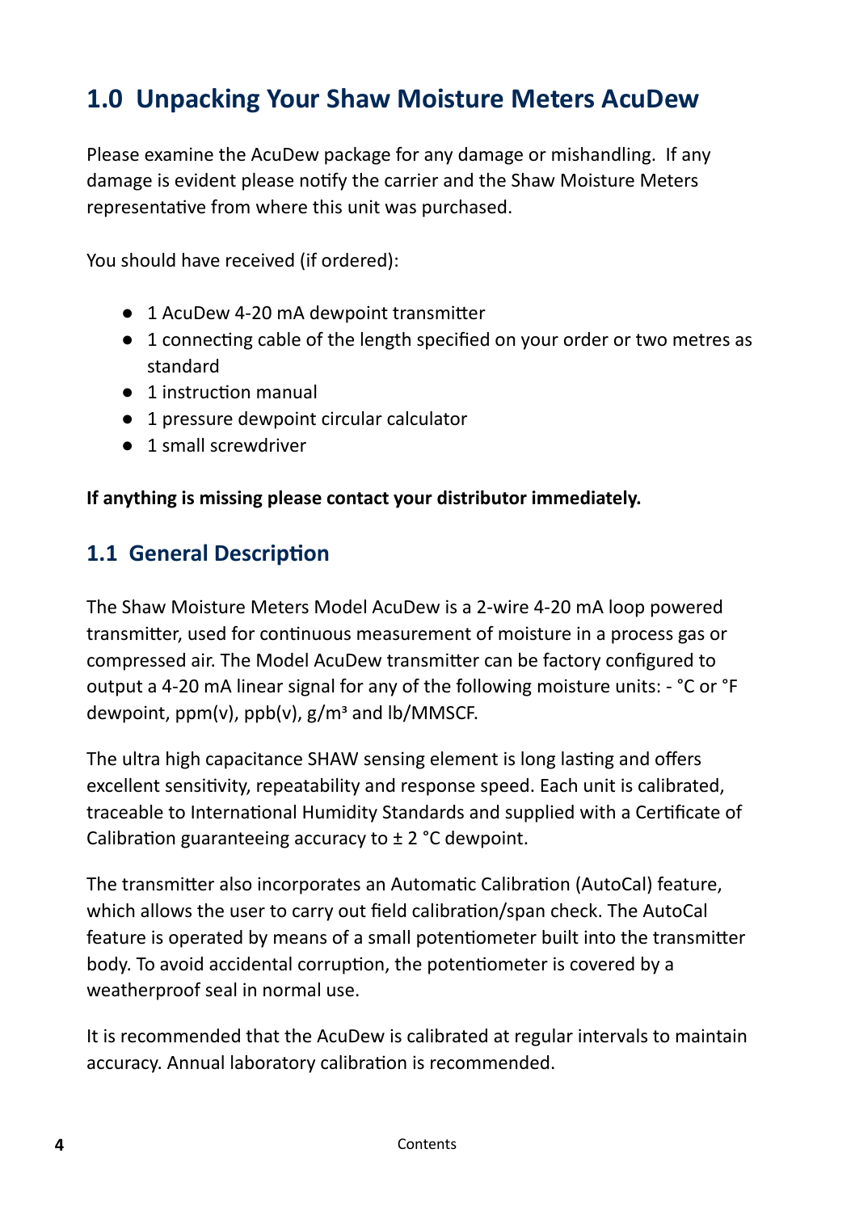# 1.0 Unpacking Your Shaw Moisture Meters AcuDew

Please examine the AcuDew package for any damage or mishandling. If any damage is evident please notify the carrier and the Shaw Moisture Meters representative from where this unit was purchased.

You should have received (if ordered):

- 1 AcuDew 4-20 mA dewpoint transmitter
- 1 connecting cable of the length specified on your order or two metres as standard
- 1 instruction manual
- 1 pressure dewpoint circular calculator
- 1 small screwdriver

**If anything is missing please contact your distributor immediately.**

## 1.1 General Description

The Shaw Moisture Meters Model AcuDew is a 2-wire 4-20 mA loop powered transmitter, used for continuous measurement of moisture in a process gas or compressed air. The Model AcuDew transmitter can be factory configured to output a 4-20 mA linear signal for any of the following moisture units: - °C or °F dewpoint, ppm(v), ppb(v), g/m³ and lb/MMSCF.

The ultra high capacitance SHAW sensing element is long lasting and offers excellent sensitivity, repeatability and response speed. Each unit is calibrated, traceable to International Humidity Standards and supplied with a Certificate of Calibration guaranteeing accuracy to ± 2 °C dewpoint.

The transmitter also incorporates an Automatic Calibration (AutoCal) feature, which allows the user to carry out field calibration/span check. The AutoCal feature is operated by means of a small potentiometer built into the transmitter body. To avoid accidental corruption, the potentiometer is covered by a weatherproof seal in normal use.

It is recommended that the AcuDew is calibrated at regular intervals to maintain accuracy. Annual laboratory calibration is recommended.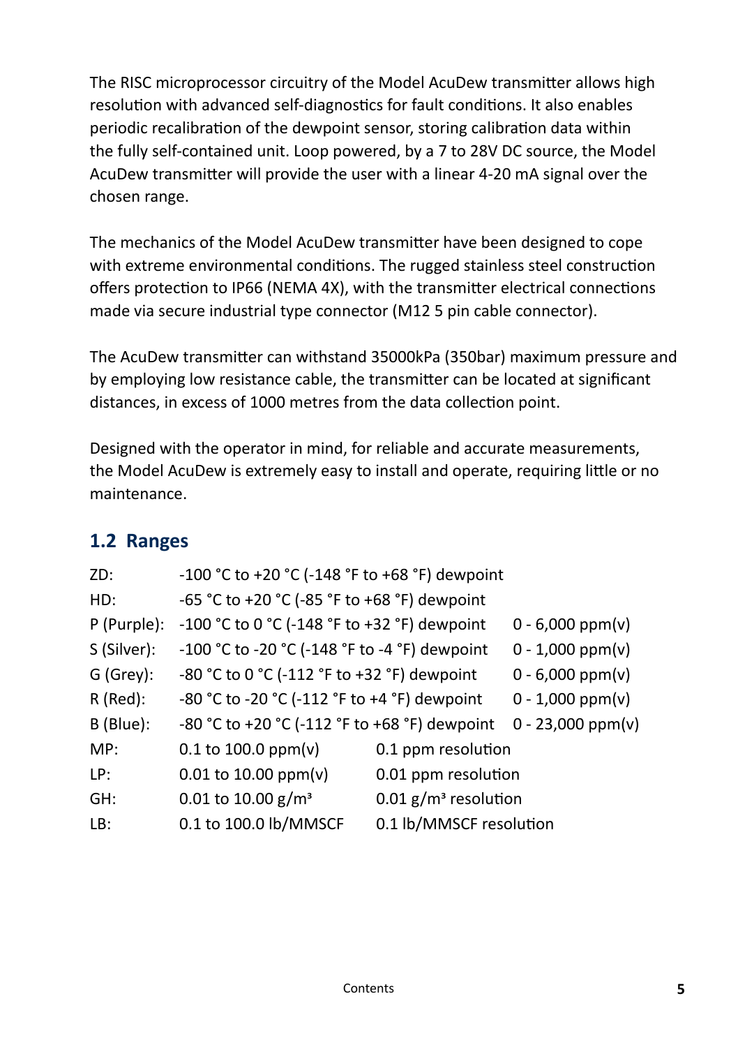The RISC microprocessor circuitry of the Model AcuDew transmitter allows high resolution with advanced self-diagnostics for fault conditions. It also enables periodic recalibration of the dewpoint sensor, storing calibration data within the fully self-contained unit. Loop powered, by a 7 to 28V DC source, the Model AcuDew transmitter will provide the user with a linear 4-20 mA signal over the chosen range.

The mechanics of the Model AcuDew transmitter have been designed to cope with extreme environmental conditions. The rugged stainless steel construction offers protection to IP66 (NEMA 4X), with the transmitter electrical connections made via secure industrial type connector (M12 5 pin cable connector).

The AcuDew transmitter can withstand 35000kPa (350bar) maximum pressure and by employing low resistance cable, the transmitter can be located at significant distances, in excess of 1000 metres from the data collection point.

Designed with the operator in mind, for reliable and accurate measurements, the Model AcuDew is extremely easy to install and operate, requiring little or no maintenance.

## 1.2 Ranges

| | | |
|---|---|---|
| ZD: | -100 °C to +20 °C (-148 °F to +68 °F) dewpoint | |
| HD: | -65 °C to +20 °C (-85 °F to +68 °F) dewpoint | |
| P (Purple): | -100 °C to 0 °C (-148 °F to +32 °F) dewpoint | 0 - 6,000 ppm(v) |
| S (Silver): | -100 °C to -20 °C (-148 °F to -4 °F) dewpoint | 0 - 1,000 ppm(v) |
| G (Grey): | -80 °C to 0 °C (-112 °F to +32 °F) dewpoint | 0 - 6,000 ppm(v) |
| R (Red): | -80 °C to -20 °C (-112 °F to +4 °F) dewpoint | 0 - 1,000 ppm(v) |
| B (Blue): | -80 °C to +20 °C (-112 °F to +68 °F) dewpoint | 0 - 23,000 ppm(v) |
| MP: | 0.1 to 100.0 ppm(v) | 0.1 ppm resolution |
| LP: | 0.01 to 10.00 ppm(v) | 0.01 ppm resolution |
| GH: | 0.01 to 10.00 g/m³ | 0.01 g/m³ resolution |
| LB: | 0.1 to 100.0 lb/MMSCF | 0.1 lb/MMSCF resolution |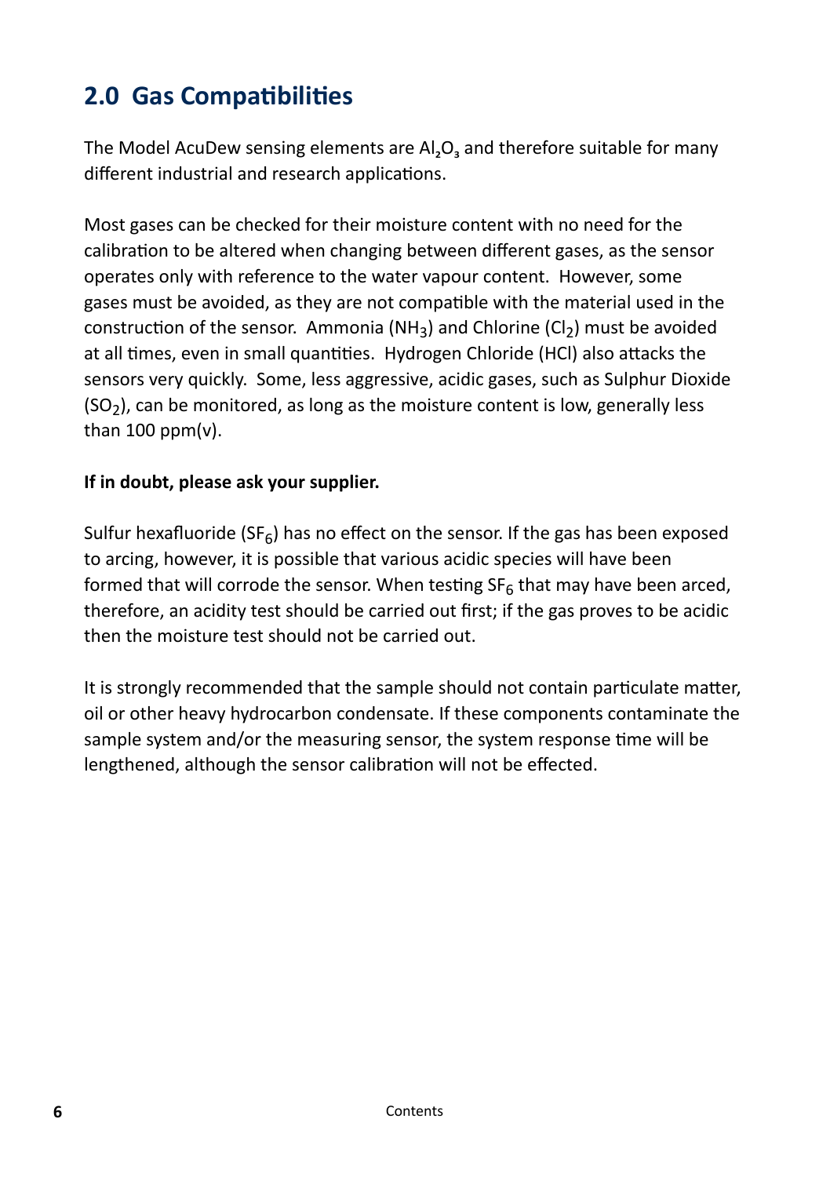## 2.0 Gas Compatibilities

The Model AcuDew sensing elements are $Al_2O_3$ and therefore suitable for many different industrial and research applications.

Most gases can be checked for their moisture content with no need for the calibration to be altered when changing between different gases, as the sensor operates only with reference to the water vapour content. However, some gases must be avoided, as they are not compatible with the material used in the construction of the sensor. Ammonia ($NH_3$) and Chlorine ($Cl_2$) must be avoided at all times, even in small quantities. Hydrogen Chloride (HCl) also attacks the sensors very quickly. Some, less aggressive, acidic gases, such as Sulphur Dioxide ($SO_2$), can be monitored, as long as the moisture content is low, generally less than 100 ppm(v).

**If in doubt, please ask your supplier.**

Sulfur hexafluoride ($SF_6$) has no effect on the sensor. If the gas has been exposed to arcing, however, it is possible that various acidic species will have been formed that will corrode the sensor. When testing $SF_6$ that may have been arced, therefore, an acidity test should be carried out first; if the gas proves to be acidic then the moisture test should not be carried out.

It is strongly recommended that the sample should not contain particulate matter, oil or other heavy hydrocarbon condensate. If these components contaminate the sample system and/or the measuring sensor, the system response time will be lengthened, although the sensor calibration will not be effected.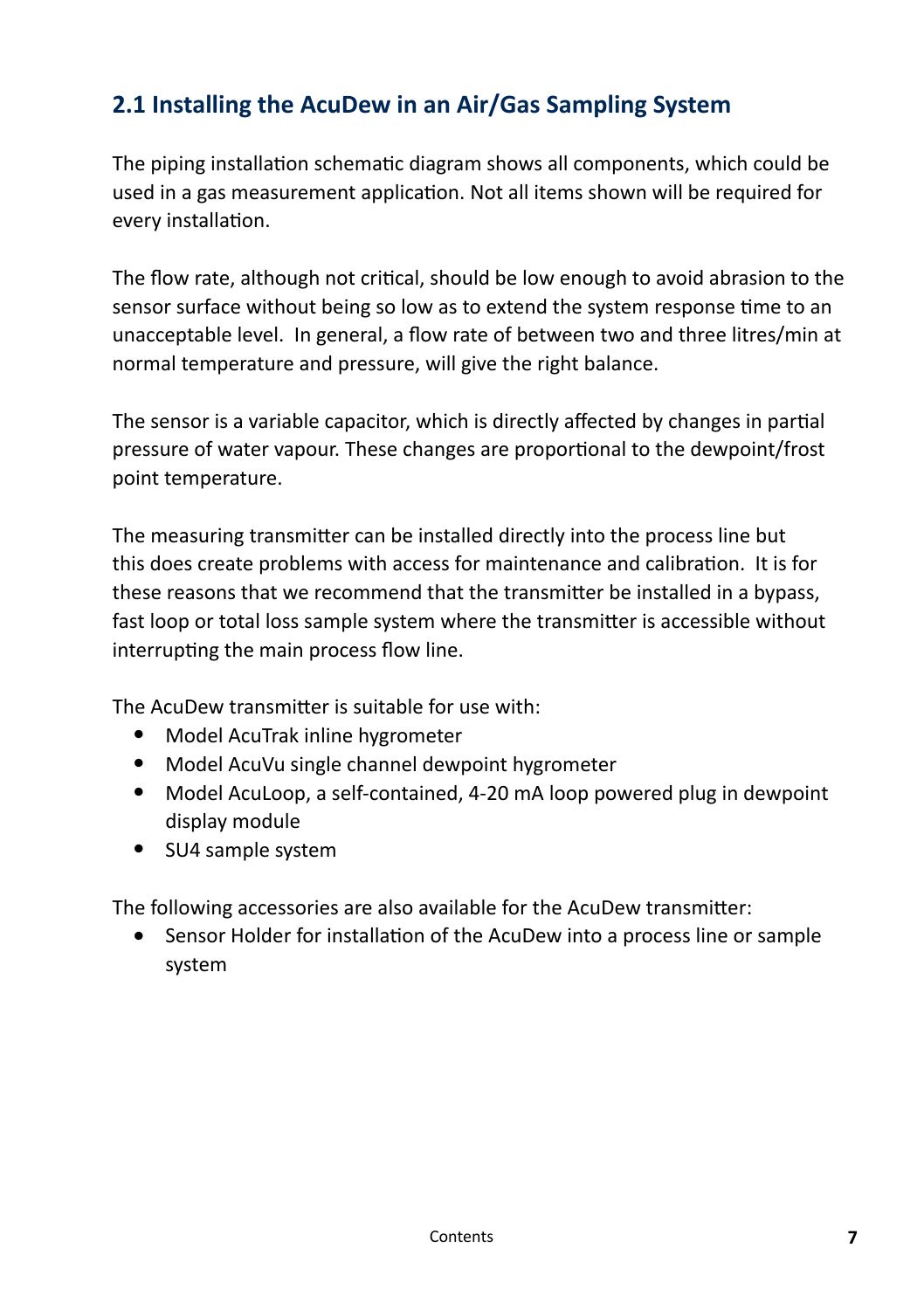## 2.1 Installing the AcuDew in an Air/Gas Sampling System

The piping installation schematic diagram shows all components, which could be used in a gas measurement application. Not all items shown will be required for every installation.

The flow rate, although not critical, should be low enough to avoid abrasion to the sensor surface without being so low as to extend the system response time to an unacceptable level. In general, a flow rate of between two and three litres/min at normal temperature and pressure, will give the right balance.

The sensor is a variable capacitor, which is directly affected by changes in partial pressure of water vapour. These changes are proportional to the dewpoint/frost point temperature.

The measuring transmitter can be installed directly into the process line but this does create problems with access for maintenance and calibration. It is for these reasons that we recommend that the transmitter be installed in a bypass, fast loop or total loss sample system where the transmitter is accessible without interrupting the main process flow line.

The AcuDew transmitter is suitable for use with:

- Model AcuTrak inline hygrometer
- Model AcuVu single channel dewpoint hygrometer
- Model AcuLoop, a self-contained, 4-20 mA loop powered plug in dewpoint display module
- SU4 sample system

The following accessories are also available for the AcuDew transmitter:

- Sensor Holder for installation of the AcuDew into a process line or sample system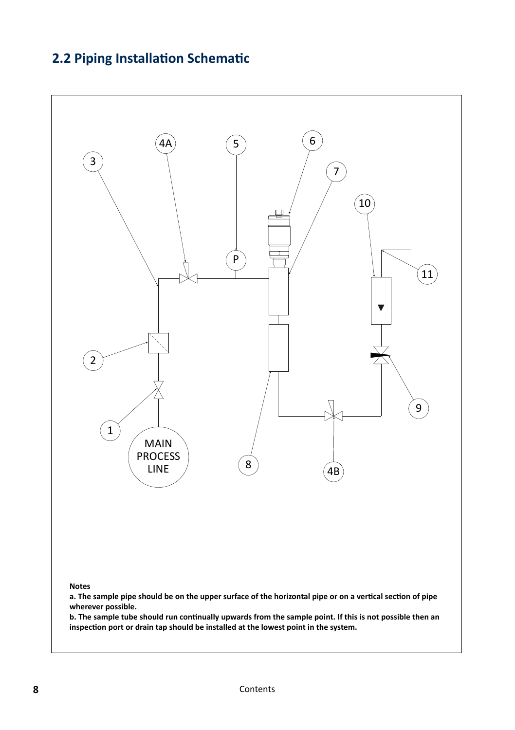## 2.2 Piping Installation Schematic

**Notes**

**a. The sample pipe should be on the upper surface of the horizontal pipe or on a vertical section of pipe wherever possible.**

**b. The sample tube should run continually upwards from the sample point. If this is not possible then an inspection port or drain tap should be installed at the lowest point in the system.**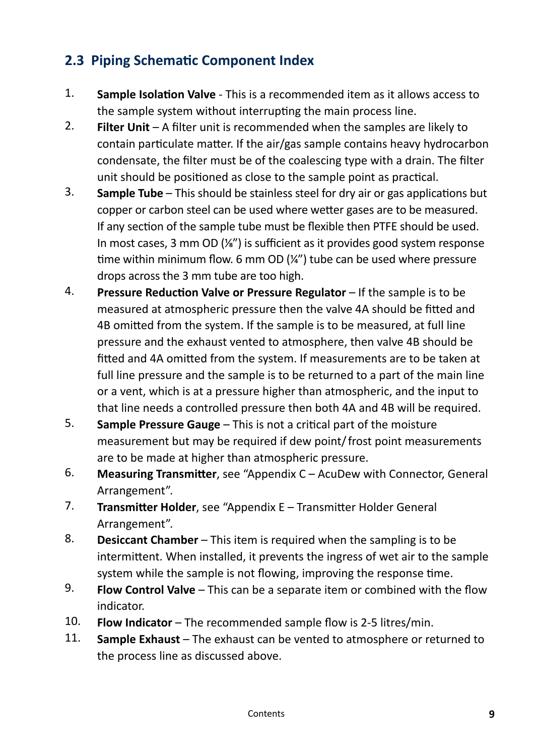## 2.3 Piping Schematic Component Index

1. **Sample Isolation Valve** - This is a recommended item as it allows access to the sample system without interrupting the main process line.
2. **Filter Unit** – A filter unit is recommended when the samples are likely to contain particulate matter. If the air/gas sample contains heavy hydrocarbon condensate, the filter must be of the coalescing type with a drain. The filter unit should be positioned as close to the sample point as practical.
3. **Sample Tube** – This should be stainless steel for dry air or gas applications but copper or carbon steel can be used where wetter gases are to be measured. If any section of the sample tube must be flexible then PTFE should be used. In most cases, 3 mm OD (⅛") is sufficient as it provides good system response time within minimum flow. 6 mm OD (¼") tube can be used where pressure drops across the 3 mm tube are too high.
4. **Pressure Reduction Valve or Pressure Regulator** – If the sample is to be measured at atmospheric pressure then the valve 4A should be fitted and 4B omitted from the system. If the sample is to be measured, at full line pressure and the exhaust vented to atmosphere, then valve 4B should be fitted and 4A omitted from the system. If measurements are to be taken at full line pressure and the sample is to be returned to a part of the main line or a vent, which is at a pressure higher than atmospheric, and the input to that line needs a controlled pressure then both 4A and 4B will be required.
5. **Sample Pressure Gauge** – This is not a critical part of the moisture measurement but may be required if dew point/ frost point measurements are to be made at higher than atmospheric pressure.
6. **Measuring Transmitter**, see "Appendix C – AcuDew with Connector, General Arrangement".
7. **Transmitter Holder**, see "Appendix E – Transmitter Holder General Arrangement".
8. **Desiccant Chamber** – This item is required when the sampling is to be intermittent. When installed, it prevents the ingress of wet air to the sample system while the sample is not flowing, improving the response time.
9. **Flow Control Valve** – This can be a separate item or combined with the flow indicator.
10. **Flow Indicator** – The recommended sample flow is 2-5 litres/min.
11. **Sample Exhaust** – The exhaust can be vented to atmosphere or returned to the process line as discussed above.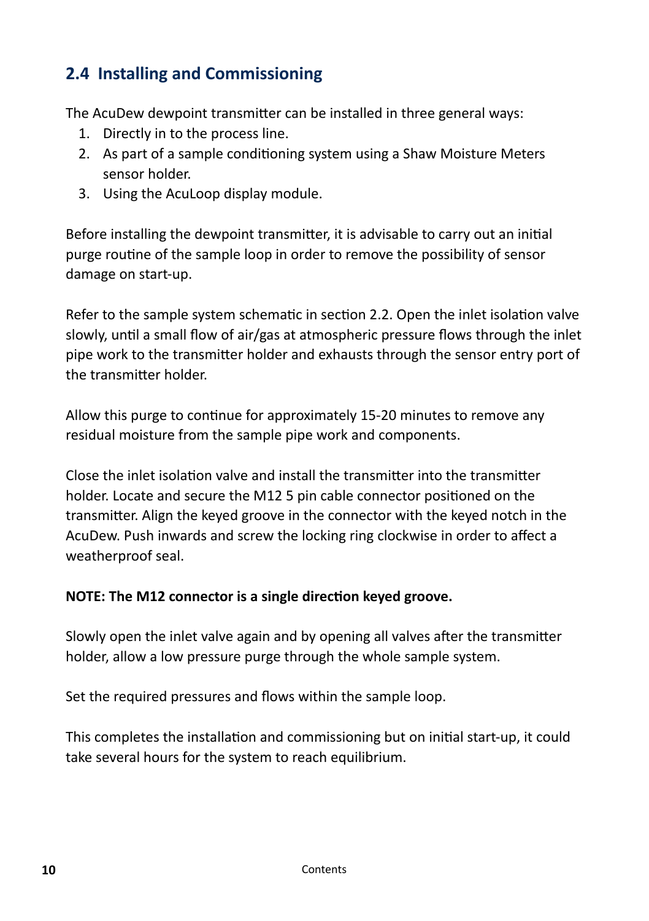## 2.4 Installing and Commissioning

The AcuDew dewpoint transmitter can be installed in three general ways:

1. Directly in to the process line.
2. As part of a sample conditioning system using a Shaw Moisture Meters sensor holder.
3. Using the AcuLoop display module.

Before installing the dewpoint transmitter, it is advisable to carry out an initial purge routine of the sample loop in order to remove the possibility of sensor damage on start-up.

Refer to the sample system schematic in section 2.2. Open the inlet isolation valve slowly, until a small flow of air/gas at atmospheric pressure flows through the inlet pipe work to the transmitter holder and exhausts through the sensor entry port of the transmitter holder.

Allow this purge to continue for approximately 15-20 minutes to remove any residual moisture from the sample pipe work and components.

Close the inlet isolation valve and install the transmitter into the transmitter holder. Locate and secure the M12 5 pin cable connector positioned on the transmitter. Align the keyed groove in the connector with the keyed notch in the AcuDew. Push inwards and screw the locking ring clockwise in order to affect a weatherproof seal.

**NOTE: The M12 connector is a single direction keyed groove.**

Slowly open the inlet valve again and by opening all valves after the transmitter holder, allow a low pressure purge through the whole sample system.

Set the required pressures and flows within the sample loop.

This completes the installation and commissioning but on initial start-up, it could take several hours for the system to reach equilibrium.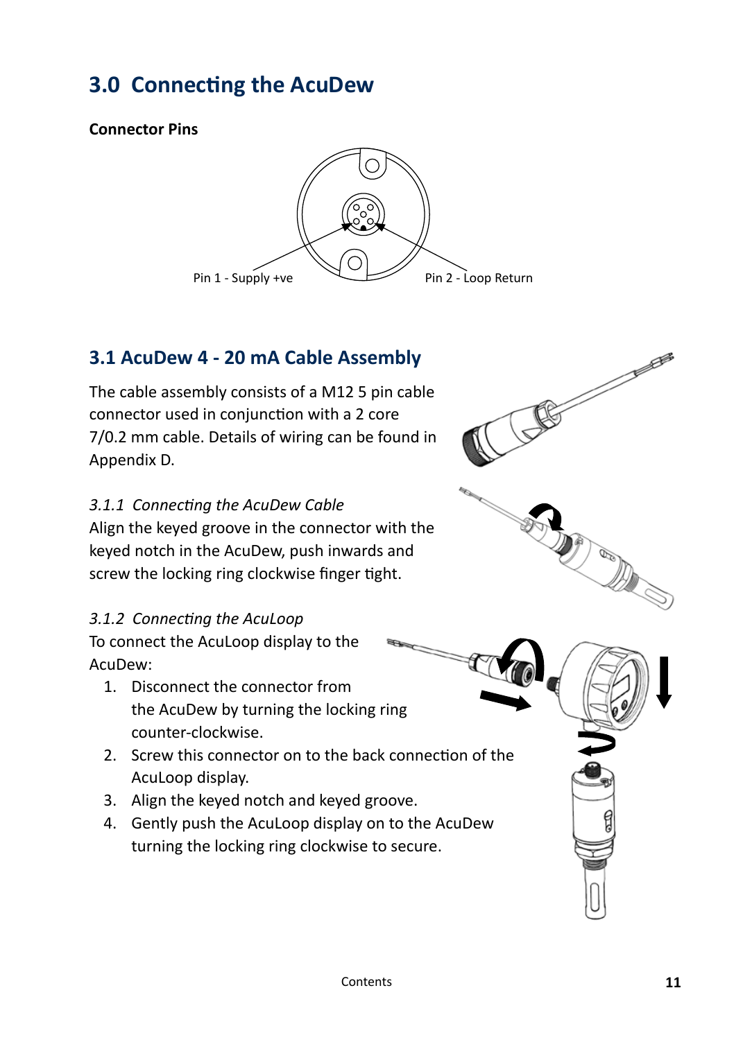# 3.0 Connecting the AcuDew

**Connector Pins**

Pin 1 - Supply +ve

Pin 2 - Loop Return

## 3.1 AcuDew 4 - 20 mA Cable Assembly

The cable assembly consists of a M12 5 pin cable connector used in conjunction with a 2 core 7/0.2 mm cable. Details of wiring can be found in Appendix D.

*3.1.1 Connecting the AcuDew Cable*

Align the keyed groove in the connector with the keyed notch in the AcuDew, push inwards and screw the locking ring clockwise finger tight.

*3.1.2 Connecting the AcuLoop*

To connect the AcuLoop display to the AcuDew:

1. Disconnect the connector from the AcuDew by turning the locking ring counter-clockwise.
2. Screw this connector on to the back connection of the AcuLoop display.
3. Align the keyed notch and keyed groove.
4. Gently push the AcuLoop display on to the AcuDew turning the locking ring clockwise to secure.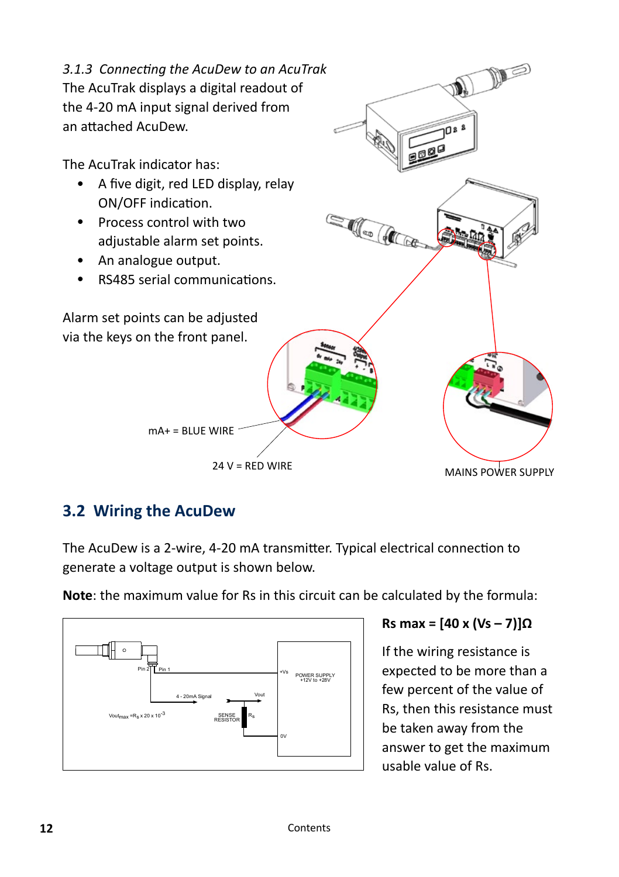### *3.1.3 Connecting the AcuDew to an AcuTrak*

The AcuTrak displays a digital readout of the 4-20 mA input signal derived from an attached AcuDew.

The AcuTrak indicator has:

- A five digit, red LED display, relay ON/OFF indication.
- Process control with two adjustable alarm set points.
- An analogue output.
- RS485 serial communications.

Alarm set points can be adjusted via the keys on the front panel.

mA+ = BLUE WIRE

24 V = RED WIRE

MAINS POWER SUPPLY

## 3.2 Wiring the AcuDew

The AcuDew is a 2-wire, 4-20 mA transmitter. Typical electrical connection to generate a voltage output is shown below.

**Note**: the maximum value for Rs in this circuit can be calculated by the formula:

**Rs max = [40 x (Vs – 7)]Ω**

If the wiring resistance is expected to be more than a few percent of the value of Rs, then this resistance must be taken away from the answer to get the maximum usable value of Rs.

Pin 2 Pin 1 +Vs POWER SUPPLY +12V to +28V

4 - 20mA Signal Vout

$Vout_{max} = R_s \times 20 \times 10^{-3}$

SENSE RESISTOR $R_s$

0V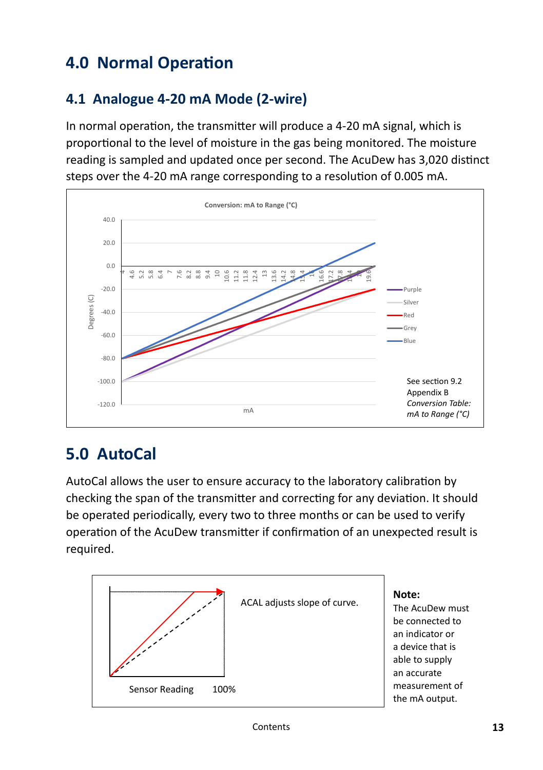# 4.0 Normal Operation

## 4.1 Analogue 4-20 mA Mode (2-wire)

In normal operation, the transmitter will produce a 4-20 mA signal, which is proportional to the level of moisture in the gas being monitored. The moisture reading is sampled and updated once per second. The AcuDew has 3,020 distinct steps over the 4-20 mA range corresponding to a resolution of 0.005 mA.

Conversion: mA to Range (°C)

See section 9.2 Appendix B *Conversion Table: mA to Range (°C)*

# 5.0 AutoCal

AutoCal allows the user to ensure accuracy to the laboratory calibration by checking the span of the transmitter and correcting for any deviation. It should be operated periodically, every two to three months or can be used to verify operation of the AcuDew transmitter if confirmation of an unexpected result is required.

ACAL adjusts slope of curve.

**Note:**
The AcuDew must be connected to an indicator or a device that is able to supply an accurate measurement of the mA output.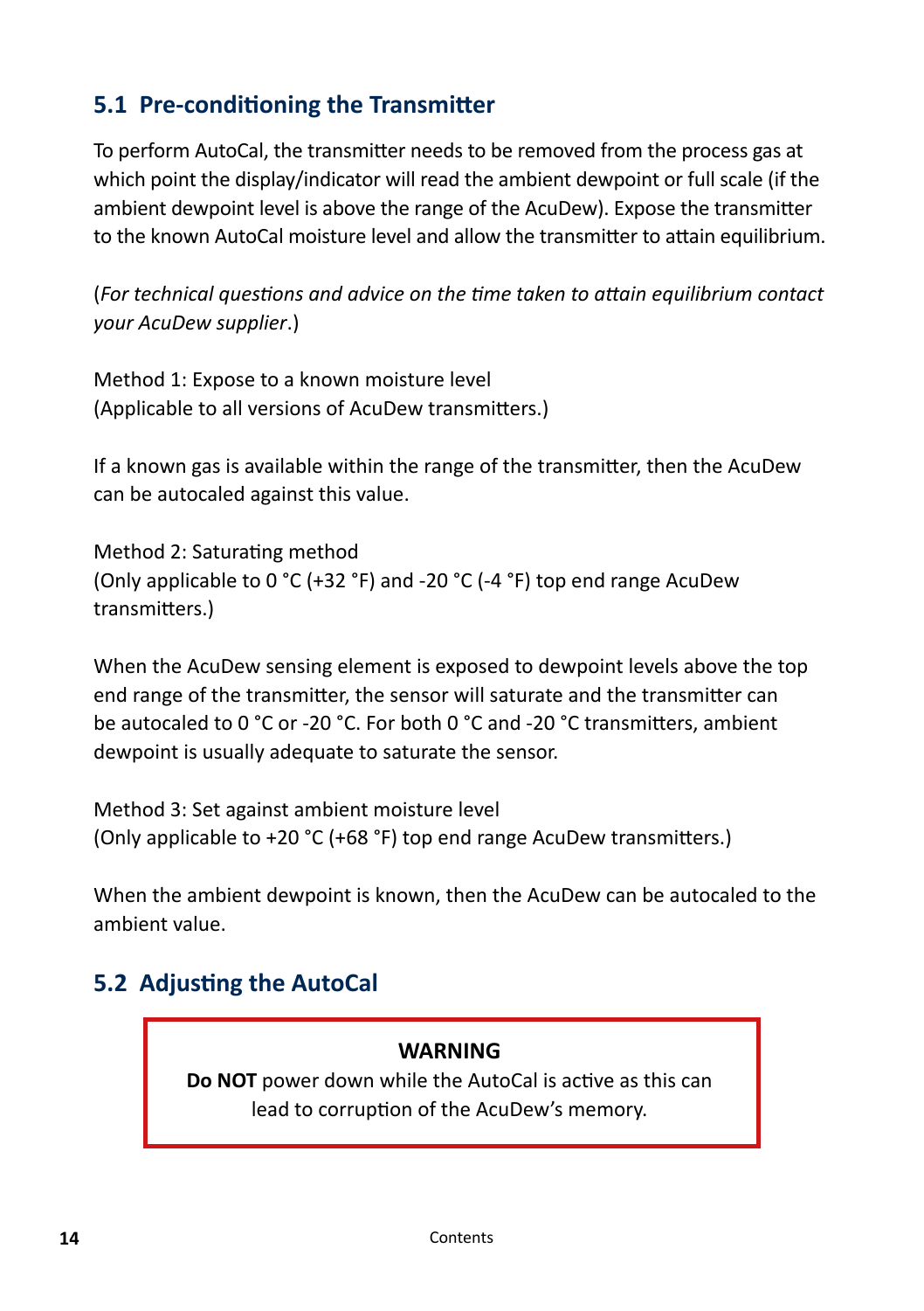## 5.1 Pre-conditioning the Transmitter

To perform AutoCal, the transmitter needs to be removed from the process gas at which point the display/indicator will read the ambient dewpoint or full scale (if the ambient dewpoint level is above the range of the AcuDew). Expose the transmitter to the known AutoCal moisture level and allow the transmitter to attain equilibrium.

(*For technical questions and advice on the time taken to attain equilibrium contact your AcuDew supplier*.)

Method 1: Expose to a known moisture level
(Applicable to all versions of AcuDew transmitters.)

If a known gas is available within the range of the transmitter, then the AcuDew can be autocaled against this value.

Method 2: Saturating method
(Only applicable to 0 °C (+32 °F) and -20 °C (-4 °F) top end range AcuDew transmitters.)

When the AcuDew sensing element is exposed to dewpoint levels above the top end range of the transmitter, the sensor will saturate and the transmitter can be autocaled to 0 °C or -20 °C. For both 0 °C and -20 °C transmitters, ambient dewpoint is usually adequate to saturate the sensor.

Method 3: Set against ambient moisture level
(Only applicable to +20 °C (+68 °F) top end range AcuDew transmitters.)

When the ambient dewpoint is known, then the AcuDew can be autocaled to the ambient value.

## 5.2 Adjusting the AutoCal

**WARNING**

**Do NOT** power down while the AutoCal is active as this can lead to corruption of the AcuDew's memory.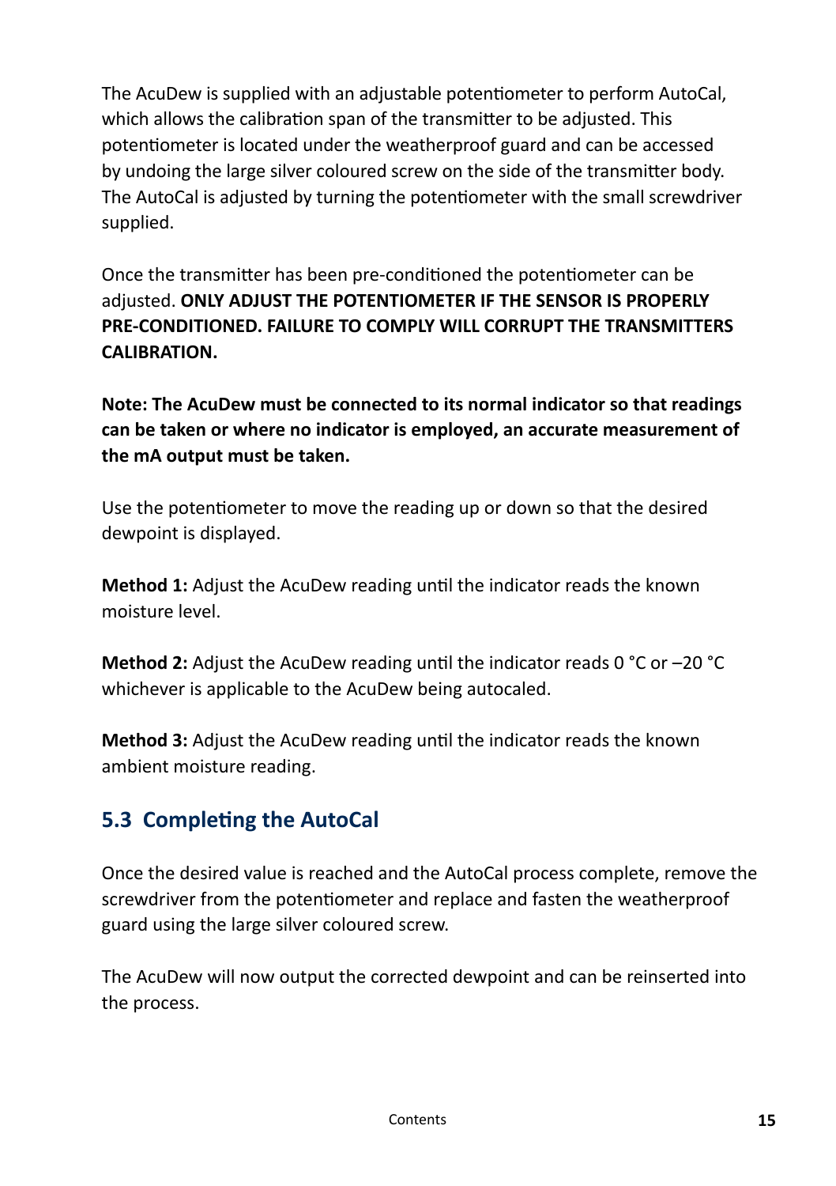The AcuDew is supplied with an adjustable potentiometer to perform AutoCal, which allows the calibration span of the transmitter to be adjusted. This potentiometer is located under the weatherproof guard and can be accessed by undoing the large silver coloured screw on the side of the transmitter body. The AutoCal is adjusted by turning the potentiometer with the small screwdriver supplied.

Once the transmitter has been pre-conditioned the potentiometer can be adjusted. **ONLY ADJUST THE POTENTIOMETER IF THE SENSOR IS PROPERLY PRE-CONDITIONED. FAILURE TO COMPLY WILL CORRUPT THE TRANSMITTERS CALIBRATION.**

**Note: The AcuDew must be connected to its normal indicator so that readings can be taken or where no indicator is employed, an accurate measurement of the mA output must be taken.**

Use the potentiometer to move the reading up or down so that the desired dewpoint is displayed.

**Method 1:** Adjust the AcuDew reading until the indicator reads the known moisture level.

**Method 2:** Adjust the AcuDew reading until the indicator reads 0 °C or –20 °C whichever is applicable to the AcuDew being autocaled.

**Method 3:** Adjust the AcuDew reading until the indicator reads the known ambient moisture reading.

## 5.3 Completing the AutoCal

Once the desired value is reached and the AutoCal process complete, remove the screwdriver from the potentiometer and replace and fasten the weatherproof guard using the large silver coloured screw.

The AcuDew will now output the corrected dewpoint and can be reinserted into the process.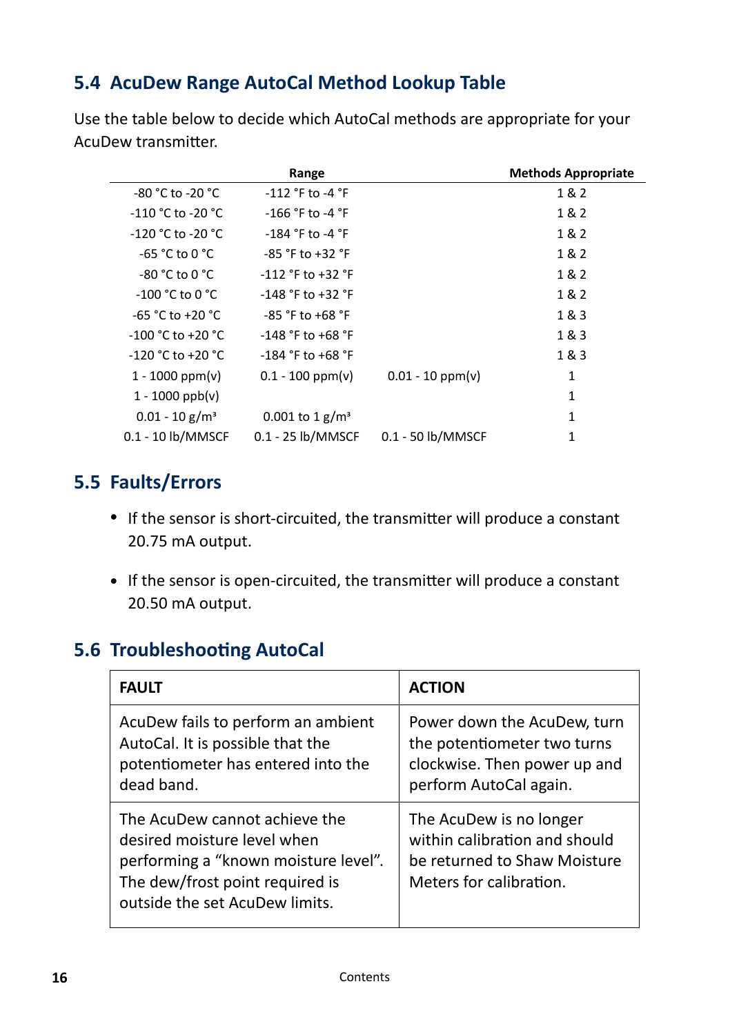## 5.4 AcuDew Range AutoCal Method Lookup Table

Use the table below to decide which AutoCal methods are appropriate for your AcuDew transmitter.

| Range | | | Methods Appropriate |
|---|---|---|---|
| -80 °C to -20 °C | -112 °F to -4 °F | | 1 & 2 |
| -110 °C to -20 °C | -166 °F to -4 °F | | 1 & 2 |
| -120 °C to -20 °C | -184 °F to -4 °F | | 1 & 2 |
| -65 °C to 0 °C | -85 °F to +32 °F | | 1 & 2 |
| -80 °C to 0 °C | -112 °F to +32 °F | | 1 & 2 |
| -100 °C to 0 °C | -148 °F to +32 °F | | 1 & 2 |
| -65 °C to +20 °C | -85 °F to +68 °F | | 1 & 3 |
| -100 °C to +20 °C | -148 °F to +68 °F | | 1 & 3 |
| -120 °C to +20 °C | -184 °F to +68 °F | | 1 & 3 |
| 1 - 1000 ppm(v) | 0.1 - 100 ppm(v) | 0.01 - 10 ppm(v) | 1 |
| 1 - 1000 ppb(v) | | | 1 |
| 0.01 - 10 g/m³ | 0.001 to 1 g/m³ | | 1 |
| 0.1 - 10 lb/MMSCF | 0.1 - 25 lb/MMSCF | 0.1 - 50 lb/MMSCF | 1 |

## 5.5 Faults/Errors

- If the sensor is short-circuited, the transmitter will produce a constant 20.75 mA output.
- If the sensor is open-circuited, the transmitter will produce a constant 20.50 mA output.

## 5.6 Troubleshooting AutoCal

| FAULT | ACTION |
|---|---|
| AcuDew fails to perform an ambient AutoCal. It is possible that the potentiometer has entered into the dead band. | Power down the AcuDew, turn the potentiometer two turns clockwise. Then power up and perform AutoCal again. |
| The AcuDew cannot achieve the desired moisture level when performing a "known moisture level". The dew/frost point required is outside the set AcuDew limits. | The AcuDew is no longer within calibration and should be returned to Shaw Moisture Meters for calibration. |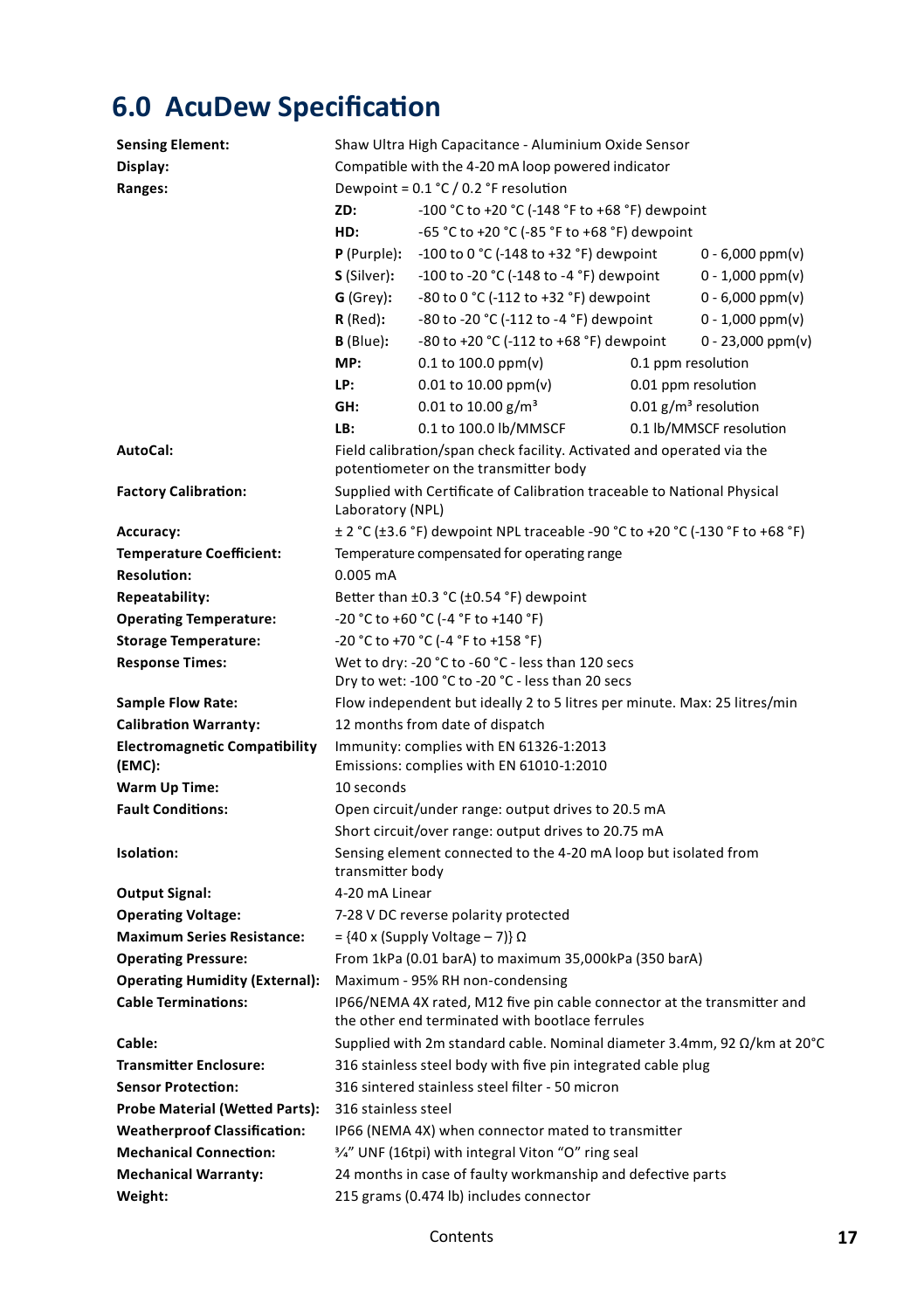# 6.0 AcuDew Specification

| | | | |
|---|---|---|---|
| **Sensing Element:** | Shaw Ultra High Capacitance - Aluminium Oxide Sensor | | |
| **Display:** | Compatible with the 4-20 mA loop powered indicator | | |
| **Ranges:** | Dewpoint = 0.1 °C / 0.2 °F resolution | | |
| | **ZD:** | -100 °C to +20 °C (-148 °F to +68 °F) dewpoint | |
| | **HD:** | -65 °C to +20 °C (-85 °F to +68 °F) dewpoint | |
| | **P** (Purple): | -100 to 0 °C (-148 to +32 °F) dewpoint | 0 - 6,000 ppm(v) |
| | **S** (Silver): | -100 to -20 °C (-148 to -4 °F) dewpoint | 0 - 1,000 ppm(v) |
| | **G** (Grey): | -80 to 0 °C (-112 to +32 °F) dewpoint | 0 - 6,000 ppm(v) |
| | **R** (Red): | -80 to -20 °C (-112 to -4 °F) dewpoint | 0 - 1,000 ppm(v) |
| | **B** (Blue): | -80 to +20 °C (-112 to +68 °F) dewpoint | 0 - 23,000 ppm(v) |
| | **MP:** | 0.1 to 100.0 ppm(v) | 0.1 ppm resolution |
| | **LP:** | 0.01 to 10.00 ppm(v) | 0.01 ppm resolution |
| | **GH:** | 0.01 to 10.00 g/m³ | 0.01 g/m³ resolution |
| | **LB:** | 0.1 to 100.0 lb/MMSCF | 0.1 lb/MMSCF resolution |
| **AutoCal:** | Field calibration/span check facility. Activated and operated via the potentiometer on the transmitter body | | |
| **Factory Calibration:** | Supplied with Certificate of Calibration traceable to National Physical Laboratory (NPL) | | |
| **Accuracy:** | ± 2 °C (±3.6 °F) dewpoint NPL traceable -90 °C to +20 °C (-130 °F to +68 °F) | | |
| **Temperature Coefficient:** | Temperature compensated for operating range | | |
| **Resolution:** | 0.005 mA | | |
| **Repeatability:** | Better than ±0.3 °C (±0.54 °F) dewpoint | | |
| **Operating Temperature:** | -20 °C to +60 °C (-4 °F to +140 °F) | | |
| **Storage Temperature:** | -20 °C to +70 °C (-4 °F to +158 °F) | | |
| **Response Times:** | Wet to dry: -20 °C to -60 °C - less than 120 secs<br>Dry to wet: -100 °C to -20 °C - less than 20 secs | | |
| **Sample Flow Rate:** | Flow independent but ideally 2 to 5 litres per minute. Max: 25 litres/min | | |
| **Calibration Warranty:** | 12 months from date of dispatch | | |
| **Electromagnetic Compatibility (EMC):** | Immunity: complies with EN 61326-1:2013<br>Emissions: complies with EN 61010-1:2010 | | |
| **Warm Up Time:** | 10 seconds | | |
| **Fault Conditions:** | Open circuit/under range: output drives to 20.5 mA<br>Short circuit/over range: output drives to 20.75 mA | | |
| **Isolation:** | Sensing element connected to the 4-20 mA loop but isolated from transmitter body | | |
| **Output Signal:** | 4-20 mA Linear | | |
| **Operating Voltage:** | 7-28 V DC reverse polarity protected | | |
| **Maximum Series Resistance:** | = {40 x (Supply Voltage – 7)} Ω | | |
| **Operating Pressure:** | From 1kPa (0.01 barA) to maximum 35,000kPa (350 barA) | | |
| **Operating Humidity (External):** | Maximum - 95% RH non-condensing | | |
| **Cable Terminations:** | IP66/NEMA 4X rated, M12 five pin cable connector at the transmitter and the other end terminated with bootlace ferrules | | |
| **Cable:** | Supplied with 2m standard cable. Nominal diameter 3.4mm, 92 Ω/km at 20°C | | |
| **Transmitter Enclosure:** | 316 stainless steel body with five pin integrated cable plug | | |
| **Sensor Protection:** | 316 sintered stainless steel filter - 50 micron | | |
| **Probe Material (Wetted Parts):** | 316 stainless steel | | |
| **Weatherproof Classification:** | IP66 (NEMA 4X) when connector mated to transmitter | | |
| **Mechanical Connection:** | ¾" UNF (16tpi) with integral Viton "O" ring seal | | |
| **Mechanical Warranty:** | 24 months in case of faulty workmanship and defective parts | | |
| **Weight:** | 215 grams (0.474 lb) includes connector | | |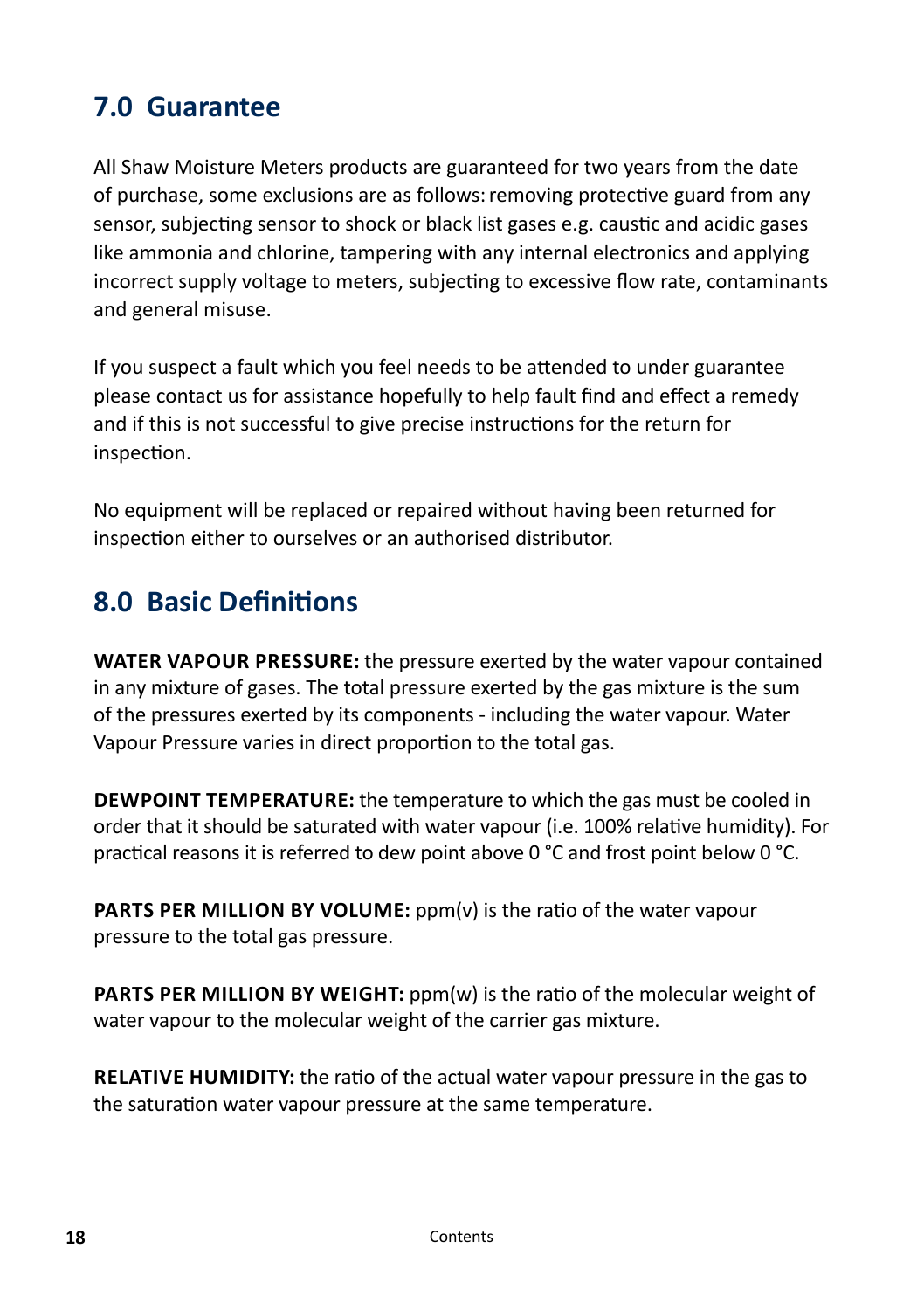## 7.0 Guarantee

All Shaw Moisture Meters products are guaranteed for two years from the date of purchase, some exclusions are as follows: removing protective guard from any sensor, subjecting sensor to shock or black list gases e.g. caustic and acidic gases like ammonia and chlorine, tampering with any internal electronics and applying incorrect supply voltage to meters, subjecting to excessive flow rate, contaminants and general misuse.

If you suspect a fault which you feel needs to be attended to under guarantee please contact us for assistance hopefully to help fault find and effect a remedy and if this is not successful to give precise instructions for the return for inspection.

No equipment will be replaced or repaired without having been returned for inspection either to ourselves or an authorised distributor.

## 8.0 Basic Definitions

**WATER VAPOUR PRESSURE:** the pressure exerted by the water vapour contained in any mixture of gases. The total pressure exerted by the gas mixture is the sum of the pressures exerted by its components - including the water vapour. Water Vapour Pressure varies in direct proportion to the total gas.

**DEWPOINT TEMPERATURE:** the temperature to which the gas must be cooled in order that it should be saturated with water vapour (i.e. 100% relative humidity). For practical reasons it is referred to dew point above 0 °C and frost point below 0 °C.

**PARTS PER MILLION BY VOLUME:** ppm(v) is the ratio of the water vapour pressure to the total gas pressure.

**PARTS PER MILLION BY WEIGHT:** ppm(w) is the ratio of the molecular weight of water vapour to the molecular weight of the carrier gas mixture.

**RELATIVE HUMIDITY:** the ratio of the actual water vapour pressure in the gas to the saturation water vapour pressure at the same temperature.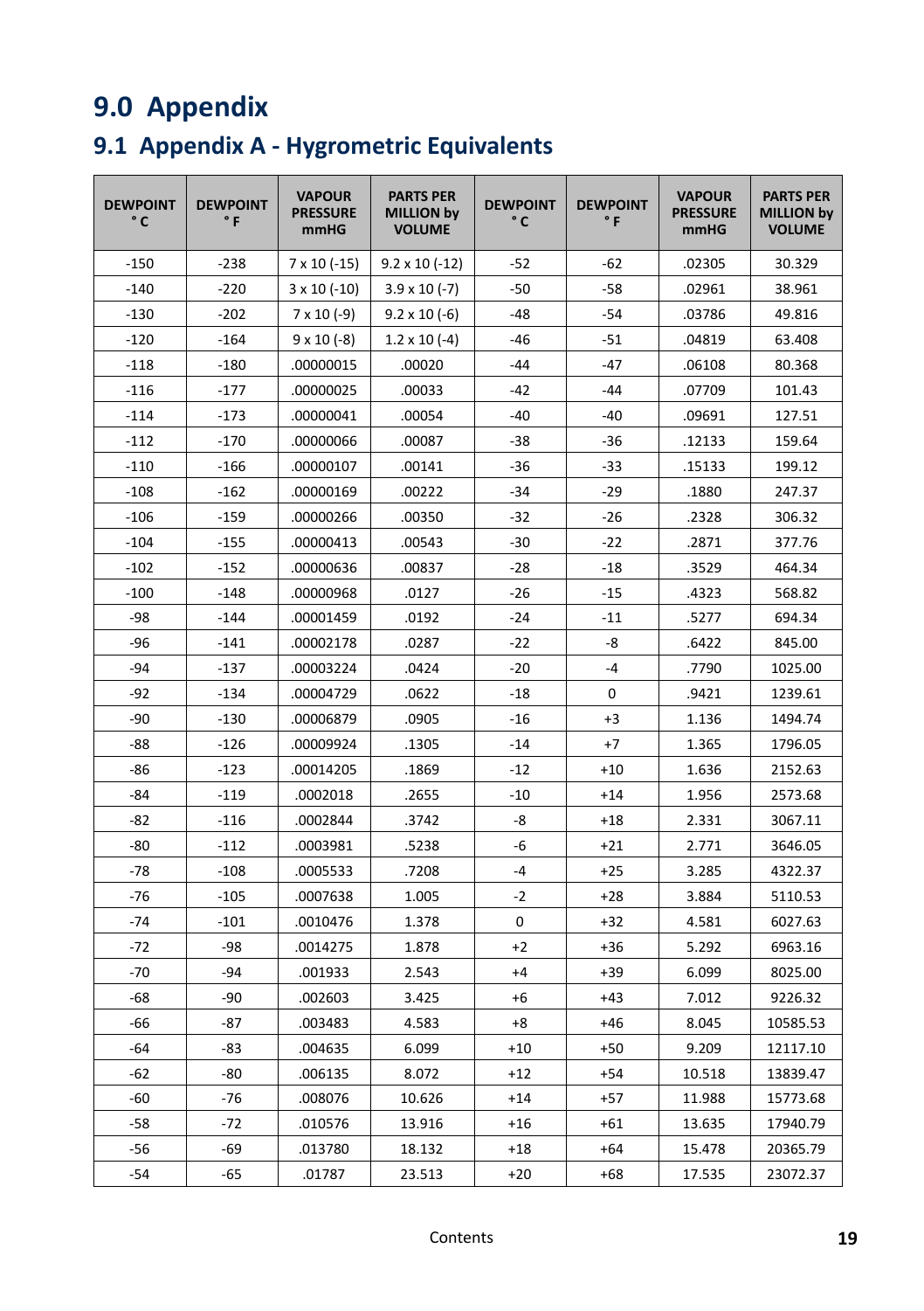# 9.0 Appendix

## 9.1 Appendix A - Hygrometric Equivalents

| DEWPOINT °C | DEWPOINT °F | VAPOUR PRESSURE mmHG | PARTS PER MILLION by VOLUME | DEWPOINT °C | DEWPOINT °F | VAPOUR PRESSURE mmHG | PARTS PER MILLION by VOLUME |
|---|---|---|---|---|---|---|---|
| -150 | -238 | 7 x 10 (-15) | 9.2 x 10 (-12) | -52 | -62 | .02305 | 30.329 |
| -140 | -220 | 3 x 10 (-10) | 3.9 x 10 (-7) | -50 | -58 | .02961 | 38.961 |
| -130 | -202 | 7 x 10 (-9) | 9.2 x 10 (-6) | -48 | -54 | .03786 | 49.816 |
| -120 | -164 | 9 x 10 (-8) | 1.2 x 10 (-4) | -46 | -51 | .04819 | 63.408 |
| -118 | -180 | .00000015 | .00020 | -44 | -47 | .06108 | 80.368 |
| -116 | -177 | .00000025 | .00033 | -42 | -44 | .07709 | 101.43 |
| -114 | -173 | .00000041 | .00054 | -40 | -40 | .09691 | 127.51 |
| -112 | -170 | .00000066 | .00087 | -38 | -36 | .12133 | 159.64 |
| -110 | -166 | .00000107 | .00141 | -36 | -33 | .15133 | 199.12 |
| -108 | -162 | .00000169 | .00222 | -34 | -29 | .1880 | 247.37 |
| -106 | -159 | .00000266 | .00350 | -32 | -26 | .2328 | 306.32 |
| -104 | -155 | .00000413 | .00543 | -30 | -22 | .2871 | 377.76 |
| -102 | -152 | .00000636 | .00837 | -28 | -18 | .3529 | 464.34 |
| -100 | -148 | .00000968 | .0127 | -26 | -15 | .4323 | 568.82 |
| -98 | -144 | .00001459 | .0192 | -24 | -11 | .5277 | 694.34 |
| -96 | -141 | .00002178 | .0287 | -22 | -8 | .6422 | 845.00 |
| -94 | -137 | .00003224 | .0424 | -20 | -4 | .7790 | 1025.00 |
| -92 | -134 | .00004729 | .0622 | -18 | 0 | .9421 | 1239.61 |
| -90 | -130 | .00006879 | .0905 | -16 | +3 | 1.136 | 1494.74 |
| -88 | -126 | .00009924 | .1305 | -14 | +7 | 1.365 | 1796.05 |
| -86 | -123 | .00014205 | .1869 | -12 | +10 | 1.636 | 2152.63 |
| -84 | -119 | .0002018 | .2655 | -10 | +14 | 1.956 | 2573.68 |
| -82 | -116 | .0002844 | .3742 | -8 | +18 | 2.331 | 3067.11 |
| -80 | -112 | .0003981 | .5238 | -6 | +21 | 2.771 | 3646.05 |
| -78 | -108 | .0005533 | .7208 | -4 | +25 | 3.285 | 4322.37 |
| -76 | -105 | .0007638 | 1.005 | -2 | +28 | 3.884 | 5110.53 |
| -74 | -101 | .0010476 | 1.378 | 0 | +32 | 4.581 | 6027.63 |
| -72 | -98 | .0014275 | 1.878 | +2 | +36 | 5.292 | 6963.16 |
| -70 | -94 | .001933 | 2.543 | +4 | +39 | 6.099 | 8025.00 |
| -68 | -90 | .002603 | 3.425 | +6 | +43 | 7.012 | 9226.32 |
| -66 | -87 | .003483 | 4.583 | +8 | +46 | 8.045 | 10585.53 |
| -64 | -83 | .004635 | 6.099 | +10 | +50 | 9.209 | 12117.10 |
| -62 | -80 | .006135 | 8.072 | +12 | +54 | 10.518 | 13839.47 |
| -60 | -76 | .008076 | 10.626 | +14 | +57 | 11.988 | 15773.68 |
| -58 | -72 | .010576 | 13.916 | +16 | +61 | 13.635 | 17940.79 |
| -56 | -69 | .013780 | 18.132 | +18 | +64 | 15.478 | 20365.79 |
| -54 | -65 | .01787 | 23.513 | +20 | +68 | 17.535 | 23072.37 |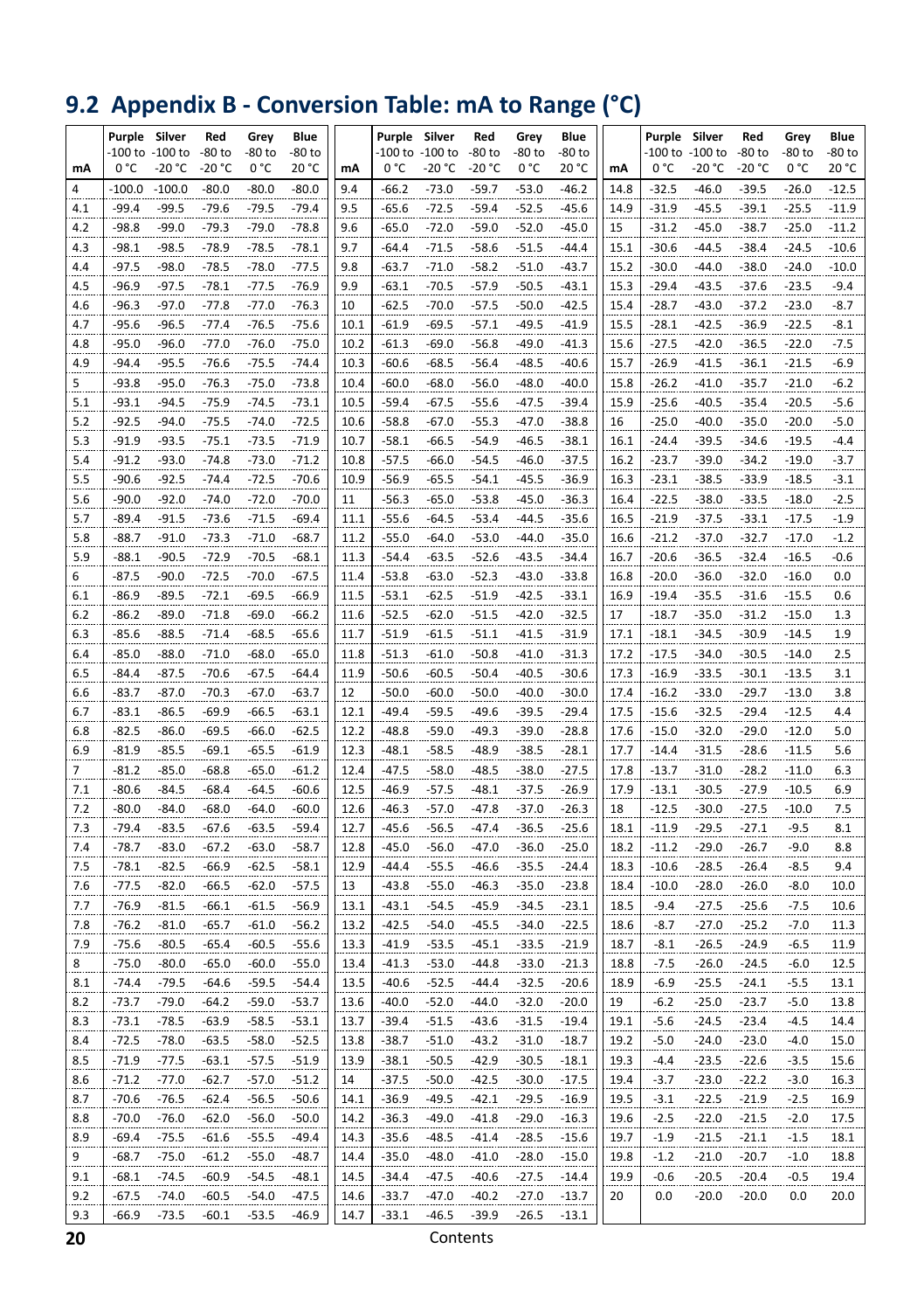## 9.2 Appendix B - Conversion Table: mA to Range (°C)

| mA | Purple -100 to 0 °C | Silver -100 to -20 °C | Red -80 to -20 °C | Grey -80 to 0 °C | Blue -80 to 20 °C |
|---|---|---|---|---|---|
| 4 | -100.0 | -100.0 | -80.0 | -80.0 | -80.0 |
| 4.1 | -99.4 | -99.5 | -79.6 | -79.5 | -79.4 |
| 4.2 | -98.8 | -99.0 | -79.3 | -79.0 | -78.8 |
| 4.3 | -98.1 | -98.5 | -78.9 | -78.5 | -78.1 |
| 4.4 | -97.5 | -98.0 | -78.5 | -78.0 | -77.5 |
| 4.5 | -96.9 | -97.5 | -78.1 | -77.5 | -76.9 |
| 4.6 | -96.3 | -97.0 | -77.8 | -77.0 | -76.3 |
| 4.7 | -95.6 | -96.5 | -77.4 | -76.5 | -75.6 |
| 4.8 | -95.0 | -96.0 | -77.0 | -76.0 | -75.0 |
| 4.9 | -94.4 | -95.5 | -76.6 | -75.5 | -74.4 |
| 5 | -93.8 | -95.0 | -76.3 | -75.0 | -73.8 |
| 5.1 | -93.1 | -94.5 | -75.9 | -74.5 | -73.1 |
| 5.2 | -92.5 | -94.0 | -75.5 | -74.0 | -72.5 |
| 5.3 | -91.9 | -93.5 | -75.1 | -73.5 | -71.9 |
| 5.4 | -91.2 | -93.0 | -74.8 | -73.0 | -71.2 |
| 5.5 | -90.6 | -92.5 | -74.4 | -72.5 | -70.6 |
| 5.6 | -90.0 | -92.0 | -74.0 | -72.0 | -70.0 |
| 5.7 | -89.4 | -91.5 | -73.6 | -71.5 | -69.4 |
| 5.8 | -88.7 | -91.0 | -73.3 | -71.0 | -68.7 |
| 5.9 | -88.1 | -90.5 | -72.9 | -70.5 | -68.1 |
| 6 | -87.5 | -90.0 | -72.5 | -70.0 | -67.5 |
| 6.1 | -86.9 | -89.5 | -72.1 | -69.5 | -66.9 |
| 6.2 | -86.2 | -89.0 | -71.8 | -69.0 | -66.2 |
| 6.3 | -85.6 | -88.5 | -71.4 | -68.5 | -65.6 |
| 6.4 | -85.0 | -88.0 | -71.0 | -68.0 | -65.0 |
| 6.5 | -84.4 | -87.5 | -70.6 | -67.5 | -64.4 |
| 6.6 | -83.7 | -87.0 | -70.3 | -67.0 | -63.7 |
| 6.7 | -83.1 | -86.5 | -69.9 | -66.5 | -63.1 |
| 6.8 | -82.5 | -86.0 | -69.5 | -66.0 | -62.5 |
| 6.9 | -81.9 | -85.5 | -69.1 | -65.5 | -61.9 |
| 7 | -81.2 | -85.0 | -68.8 | -65.0 | -61.2 |
| 7.1 | -80.6 | -84.5 | -68.4 | -64.5 | -60.6 |
| 7.2 | -80.0 | -84.0 | -68.0 | -64.0 | -60.0 |
| 7.3 | -79.4 | -83.5 | -67.6 | -63.5 | -59.4 |
| 7.4 | -78.7 | -83.0 | -67.2 | -63.0 | -58.7 |
| 7.5 | -78.1 | -82.5 | -66.9 | -62.5 | -58.1 |
| 7.6 | -77.5 | -82.0 | -66.5 | -62.0 | -57.5 |
| 7.7 | -76.9 | -81.5 | -66.1 | -61.5 | -56.9 |
| 7.8 | -76.2 | -81.0 | -65.7 | -61.0 | -56.2 |
| 7.9 | -75.6 | -80.5 | -65.4 | -60.5 | -55.6 |
| 8 | -75.0 | -80.0 | -65.0 | -60.0 | -55.0 |
| 8.1 | -74.4 | -79.5 | -64.6 | -59.5 | -54.4 |
| 8.2 | -73.7 | -79.0 | -64.2 | -59.0 | -53.7 |
| 8.3 | -73.1 | -78.5 | -63.9 | -58.5 | -53.1 |
| 8.4 | -72.5 | -78.0 | -63.5 | -58.0 | -52.5 |
| 8.5 | -71.9 | -77.5 | -63.1 | -57.5 | -51.9 |
| 8.6 | -71.2 | -77.0 | -62.7 | -57.0 | -51.2 |
| 8.7 | -70.6 | -76.5 | -62.4 | -56.5 | -50.6 |
| 8.8 | -70.0 | -76.0 | -62.0 | -56.0 | -50.0 |
| 8.9 | -69.4 | -75.5 | -61.6 | -55.5 | -49.4 |
| 9 | -68.7 | -75.0 | -61.2 | -55.0 | -48.7 |
| 9.1 | -68.1 | -74.5 | -60.9 | -54.5 | -48.1 |
| 9.2 | -67.5 | -74.0 | -60.5 | -54.0 | -47.5 |
| 9.3 | -66.9 | -73.5 | -60.1 | -53.5 | -46.9 |
| 9.4 | -66.2 | -73.0 | -59.7 | -53.0 | -46.2 |
| 9.5 | -65.6 | -72.5 | -59.4 | -52.5 | -45.6 |
| 9.6 | -65.0 | -72.0 | -59.0 | -52.0 | -45.0 |
| 9.7 | -64.4 | -71.5 | -58.6 | -51.5 | -44.4 |
| 9.8 | -63.7 | -71.0 | -58.2 | -51.0 | -43.7 |
| 9.9 | -63.1 | -70.5 | -57.9 | -50.5 | -43.1 |
| 10 | -62.5 | -70.0 | -57.5 | -50.0 | -42.5 |
| 10.1 | -61.9 | -69.5 | -57.1 | -49.5 | -41.9 |
| 10.2 | -61.3 | -69.0 | -56.8 | -49.0 | -41.3 |
| 10.3 | -60.6 | -68.5 | -56.4 | -48.5 | -40.6 |
| 10.4 | -60.0 | -68.0 | -56.0 | -48.0 | -40.0 |
| 10.5 | -59.4 | -67.5 | -55.6 | -47.5 | -39.4 |
| 10.6 | -58.8 | -67.0 | -55.3 | -47.0 | -38.8 |
| 10.7 | -58.1 | -66.5 | -54.9 | -46.5 | -38.1 |
| 10.8 | -57.5 | -66.0 | -54.5 | -46.0 | -37.5 |
| 10.9 | -56.9 | -65.5 | -54.1 | -45.5 | -36.9 |
| 11 | -56.3 | -65.0 | -53.8 | -45.0 | -36.3 |
| 11.1 | -55.6 | -64.5 | -53.4 | -44.5 | -35.6 |
| 11.2 | -55.0 | -64.0 | -53.0 | -44.0 | -35.0 |
| 11.3 | -54.4 | -63.5 | -52.6 | -43.5 | -34.4 |
| 11.4 | -53.8 | -63.0 | -52.3 | -43.0 | -33.8 |
| 11.5 | -53.1 | -62.5 | -51.9 | -42.5 | -33.1 |
| 11.6 | -52.5 | -62.0 | -51.5 | -42.0 | -32.5 |
| 11.7 | -51.9 | -61.5 | -51.1 | -41.5 | -31.9 |
| 11.8 | -51.3 | -61.0 | -50.8 | -41.0 | -31.3 |
| 11.9 | -50.6 | -60.5 | -50.4 | -40.5 | -30.6 |
| 12 | -50.0 | -60.0 | -50.0 | -40.0 | -30.0 |
| 12.1 | -49.4 | -59.5 | -49.6 | -39.5 | -29.4 |
| 12.2 | -48.8 | -59.0 | -49.3 | -39.0 | -28.8 |
| 12.3 | -48.1 | -58.5 | -48.9 | -38.5 | -28.1 |
| 12.4 | -47.5 | -58.0 | -48.5 | -38.0 | -27.5 |
| 12.5 | -46.9 | -57.5 | -48.1 | -37.5 | -26.9 |
| 12.6 | -46.3 | -57.0 | -47.8 | -37.0 | -26.3 |
| 12.7 | -45.6 | -56.5 | -47.4 | -36.5 | -25.6 |
| 12.8 | -45.0 | -56.0 | -47.0 | -36.0 | -25.0 |
| 12.9 | -44.4 | -55.5 | -46.6 | -35.5 | -24.4 |
| 13 | -43.8 | -55.0 | -46.3 | -35.0 | -23.8 |
| 13.1 | -43.1 | -54.5 | -45.9 | -34.5 | -23.1 |
| 13.2 | -42.5 | -54.0 | -45.5 | -34.0 | -22.5 |
| 13.3 | -41.9 | -53.5 | -45.1 | -33.5 | -21.9 |
| 13.4 | -41.3 | -53.0 | -44.8 | -33.0 | -21.3 |
| 13.5 | -40.6 | -52.5 | -44.4 | -32.5 | -20.6 |
| 13.6 | -40.0 | -52.0 | -44.0 | -32.0 | -20.0 |
| 13.7 | -39.4 | -51.5 | -43.6 | -31.5 | -19.4 |
| 13.8 | -38.7 | -51.0 | -43.2 | -31.0 | -18.7 |
| 13.9 | -38.1 | -50.5 | -42.9 | -30.5 | -18.1 |
| 14 | -37.5 | -50.0 | -42.5 | -30.0 | -17.5 |
| 14.1 | -36.9 | -49.5 | -42.1 | -29.5 | -16.9 |
| 14.2 | -36.3 | -49.0 | -41.8 | -29.0 | -16.3 |
| 14.3 | -35.6 | -48.5 | -41.4 | -28.5 | -15.6 |
| 14.4 | -35.0 | -48.0 | -41.0 | -28.0 | -15.0 |
| 14.5 | -34.4 | -47.5 | -40.6 | -27.5 | -14.4 |
| 14.6 | -33.7 | -47.0 | -40.2 | -27.0 | -13.7 |
| 14.7 | -33.1 | -46.5 | -39.9 | -26.5 | -13.1 |
| 14.8 | -32.5 | -46.0 | -39.5 | -26.0 | -12.5 |
| 14.9 | -31.9 | -45.5 | -39.1 | -25.5 | -11.9 |
| 15 | -31.2 | -45.0 | -38.7 | -25.0 | -11.2 |
| 15.1 | -30.6 | -44.5 | -38.4 | -24.5 | -10.6 |
| 15.2 | -30.0 | -44.0 | -38.0 | -24.0 | -10.0 |
| 15.3 | -29.4 | -43.5 | -37.6 | -23.5 | -9.4 |
| 15.4 | -28.7 | -43.0 | -37.2 | -23.0 | -8.7 |
| 15.5 | -28.1 | -42.5 | -36.9 | -22.5 | -8.1 |
| 15.6 | -27.5 | -42.0 | -36.5 | -22.0 | -7.5 |
| 15.7 | -26.9 | -41.5 | -36.1 | -21.5 | -6.9 |
| 15.8 | -26.2 | -41.0 | -35.7 | -21.0 | -6.2 |
| 15.9 | -25.6 | -40.5 | -35.4 | -20.5 | -5.6 |
| 16 | -25.0 | -40.0 | -35.0 | -20.0 | -5.0 |
| 16.1 | -24.4 | -39.5 | -34.6 | -19.5 | -4.4 |
| 16.2 | -23.7 | -39.0 | -34.2 | -19.0 | -3.7 |
| 16.3 | -23.1 | -38.5 | -33.9 | -18.5 | -3.1 |
| 16.4 | -22.5 | -38.0 | -33.5 | -18.0 | -2.5 |
| 16.5 | -21.9 | -37.5 | -33.1 | -17.5 | -1.9 |
| 16.6 | -21.2 | -37.0 | -32.7 | -17.0 | -1.2 |
| 16.7 | -20.6 | -36.5 | -32.4 | -16.5 | -0.6 |
| 16.8 | -20.0 | -36.0 | -32.0 | -16.0 | 0.0 |
| 16.9 | -19.4 | -35.5 | -31.6 | -15.5 | 0.6 |
| 17 | -18.7 | -35.0 | -31.2 | -15.0 | 1.3 |
| 17.1 | -18.1 | -34.5 | -30.9 | -14.5 | 1.9 |
| 17.2 | -17.5 | -34.0 | -30.5 | -14.0 | 2.5 |
| 17.3 | -16.9 | -33.5 | -30.1 | -13.5 | 3.1 |
| 17.4 | -16.2 | -33.0 | -29.7 | -13.0 | 3.8 |
| 17.5 | -15.6 | -32.5 | -29.4 | -12.5 | 4.4 |
| 17.6 | -15.0 | -32.0 | -29.0 | -12.0 | 5.0 |
| 17.7 | -14.4 | -31.5 | -28.6 | -11.5 | 5.6 |
| 17.8 | -13.7 | -31.0 | -28.2 | -11.0 | 6.3 |
| 17.9 | -13.1 | -30.5 | -27.9 | -10.5 | 6.9 |
| 18 | -12.5 | -30.0 | -27.5 | -10.0 | 7.5 |
| 18.1 | -11.9 | -29.5 | -27.1 | -9.5 | 8.1 |
| 18.2 | -11.2 | -29.0 | -26.7 | -9.0 | 8.8 |
| 18.3 | -10.6 | -28.5 | -26.4 | -8.5 | 9.4 |
| 18.4 | -10.0 | -28.0 | -26.0 | -8.0 | 10.0 |
| 18.5 | -9.4 | -27.5 | -25.6 | -7.5 | 10.6 |
| 18.6 | -8.7 | -27.0 | -25.2 | -7.0 | 11.3 |
| 18.7 | -8.1 | -26.5 | -24.9 | -6.5 | 11.9 |
| 18.8 | -7.5 | -26.0 | -24.5 | -6.0 | 12.5 |
| 18.9 | -6.9 | -25.5 | -24.1 | -5.5 | 13.1 |
| 19 | -6.2 | -25.0 | -23.7 | -5.0 | 13.8 |
| 19.1 | -5.6 | -24.5 | -23.4 | -4.5 | 14.4 |
| 19.2 | -5.0 | -24.0 | -23.0 | -4.0 | 15.0 |
| 19.3 | -4.4 | -23.5 | -22.6 | -3.5 | 15.6 |
| 19.4 | -3.7 | -23.0 | -22.2 | -3.0 | 16.3 |
| 19.5 | -3.1 | -22.5 | -21.9 | -2.5 | 16.9 |
| 19.6 | -2.5 | -22.0 | -21.5 | -2.0 | 17.5 |
| 19.7 | -1.9 | -21.5 | -21.1 | -1.5 | 18.1 |
| 19.8 | -1.2 | -21.0 | -20.7 | -1.0 | 18.8 |
| 19.9 | -0.6 | -20.5 | -20.4 | -0.5 | 19.4 |
| 20 | 0.0 | -20.0 | -20.0 | 0.0 | 20.0 |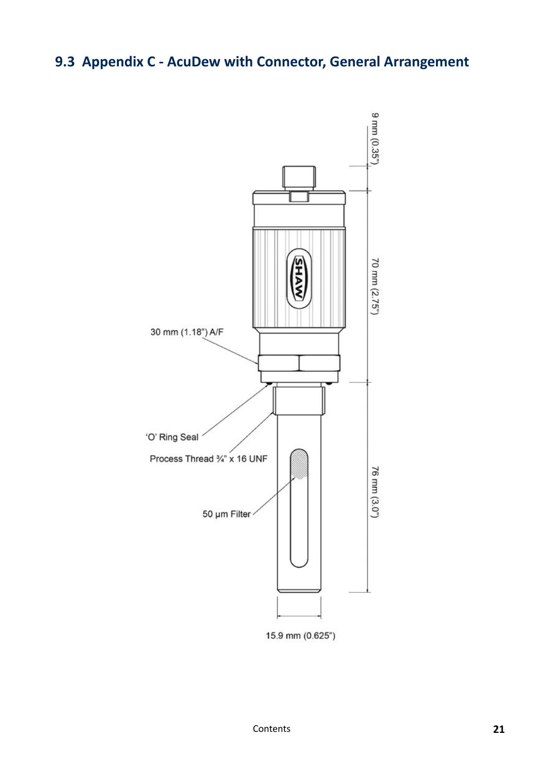## 9.3 Appendix C - AcuDew with Connector, General Arrangement

9 mm (0.35")

70 mm (2.75")

76 mm (3.0")

30 mm (1.18") A/F

'O' Ring Seal

Process Thread ¾" x 16 UNF

50 µm Filter

15.9 mm (0.625")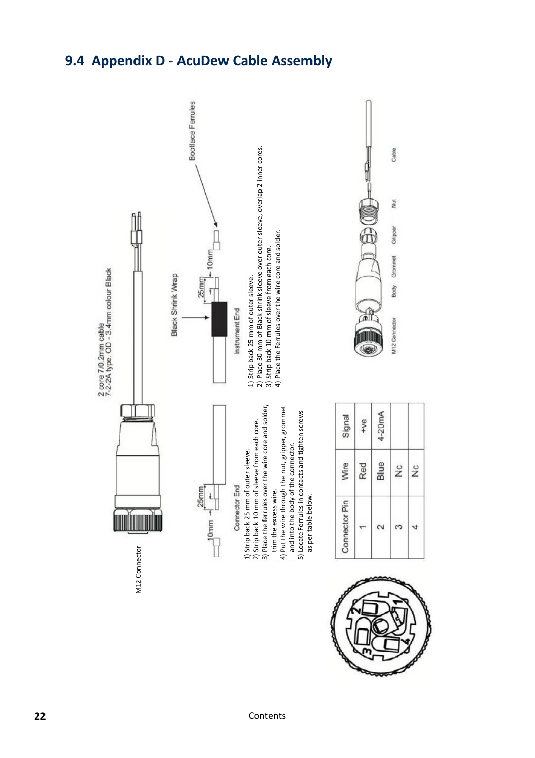## 9.4 Appendix D - AcuDew Cable Assembly

M12 Connector

2 core 7/0.2mm cable
7-2-2A type. OD - 3.4mm colour Black

Black Shrink Wrap

Bootlace Ferrules

25mm

10mm

Connector End

1) Strip back 25 mm of outer sleeve.
2) Strip back 10 mm of sleeve from each core.
3) Place the ferrules over the wire core and solder, trim the excess wire.
4) Put the wire through the nut, gripper, grommet and into the body of the connector.
5) Locate Ferrules in contacts and tighten screws as per table below.

Instrument End

1) Strip back 25 mm of outer sleeve.
2) Place 30 mm of Black shrink sleeve over outer sleeve, overlap 2 inner cores.
3) Strip back 10 mm of sleeve from each core.
4) Place the Ferrules over the wire core and solder.

| Connector Pin | Wire | Signal |
|---|---|---|
| 1 | Red | +ve |
| 2 | Blue | 4-20mA |
| 3 | Nc | |
| 4 | Nc | |

M12 Connector, Body, Grommet, Gripper, Nut, Cable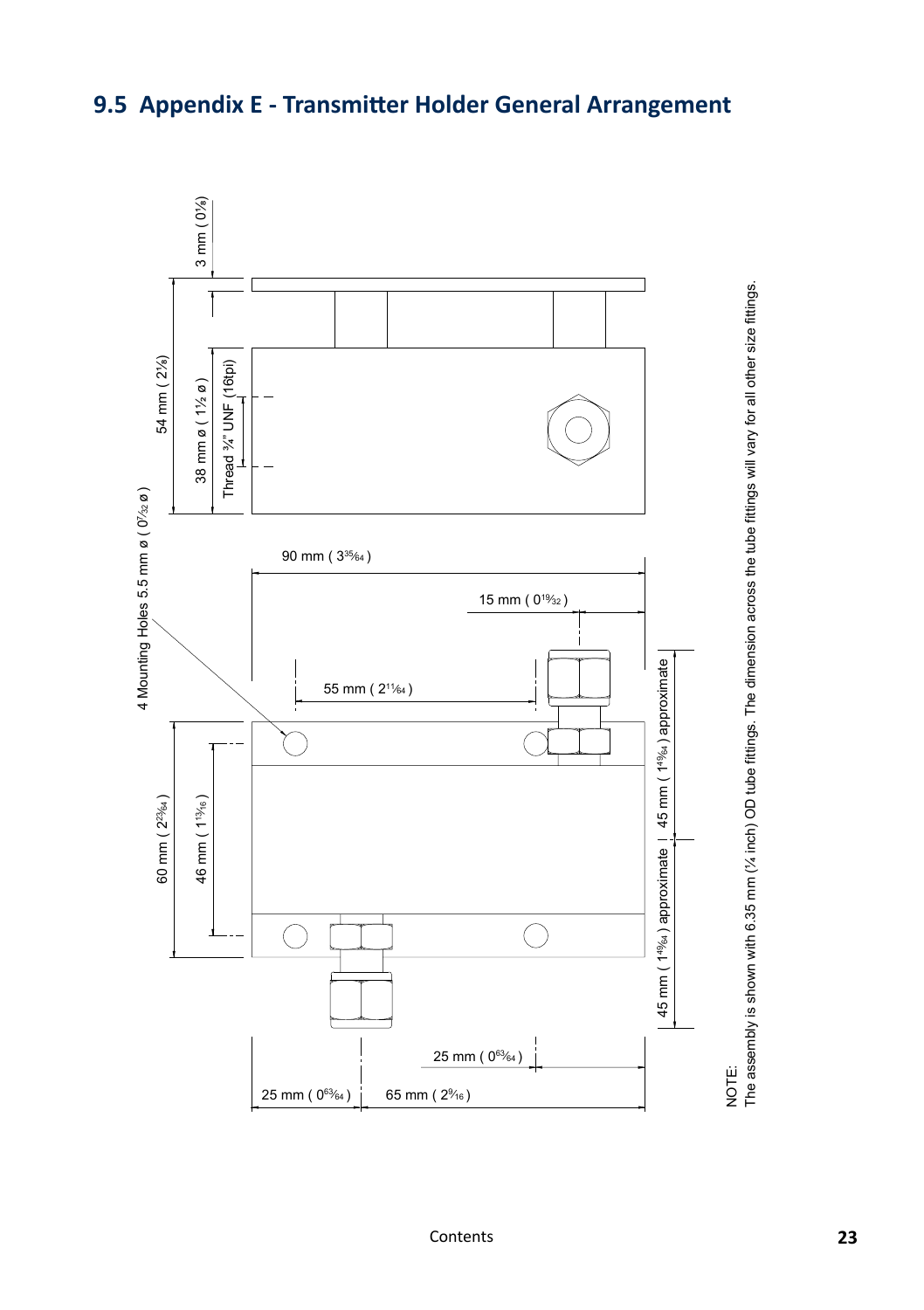## 9.5 Appendix E - Transmitter Holder General Arrangement

3 mm ( 0⅛ )

54 mm ( 2⅛ )

38 mm ø ( 1½ ø )

Thread ¾" UNF (16tpi)

4 Mounting Holes 5.5 mm ø ( 0⁷⁄₃₂ ø )

90 mm ( 3³⁵⁄₆₄ )

15 mm ( 0¹⁹⁄₃₂ )

55 mm ( 2¹¹⁄₆₄ )

60 mm ( 2²³⁄₆₄ )

46 mm ( 1¹³⁄₁₆ )

45 mm ( 1⁴⁹⁄₆₄ ) approximate

45 mm ( 1⁴⁹⁄₆₄ ) approximate

25 mm ( 0⁶³⁄₆₄ )

25 mm ( 0⁶³⁄₆₄ )

65 mm ( 2⁹⁄₁₆ )

NOTE:
The assembly is shown with 6.35 mm (¼ inch) OD tube fittings. The dimension across the tube fittings will vary for all other size fittings.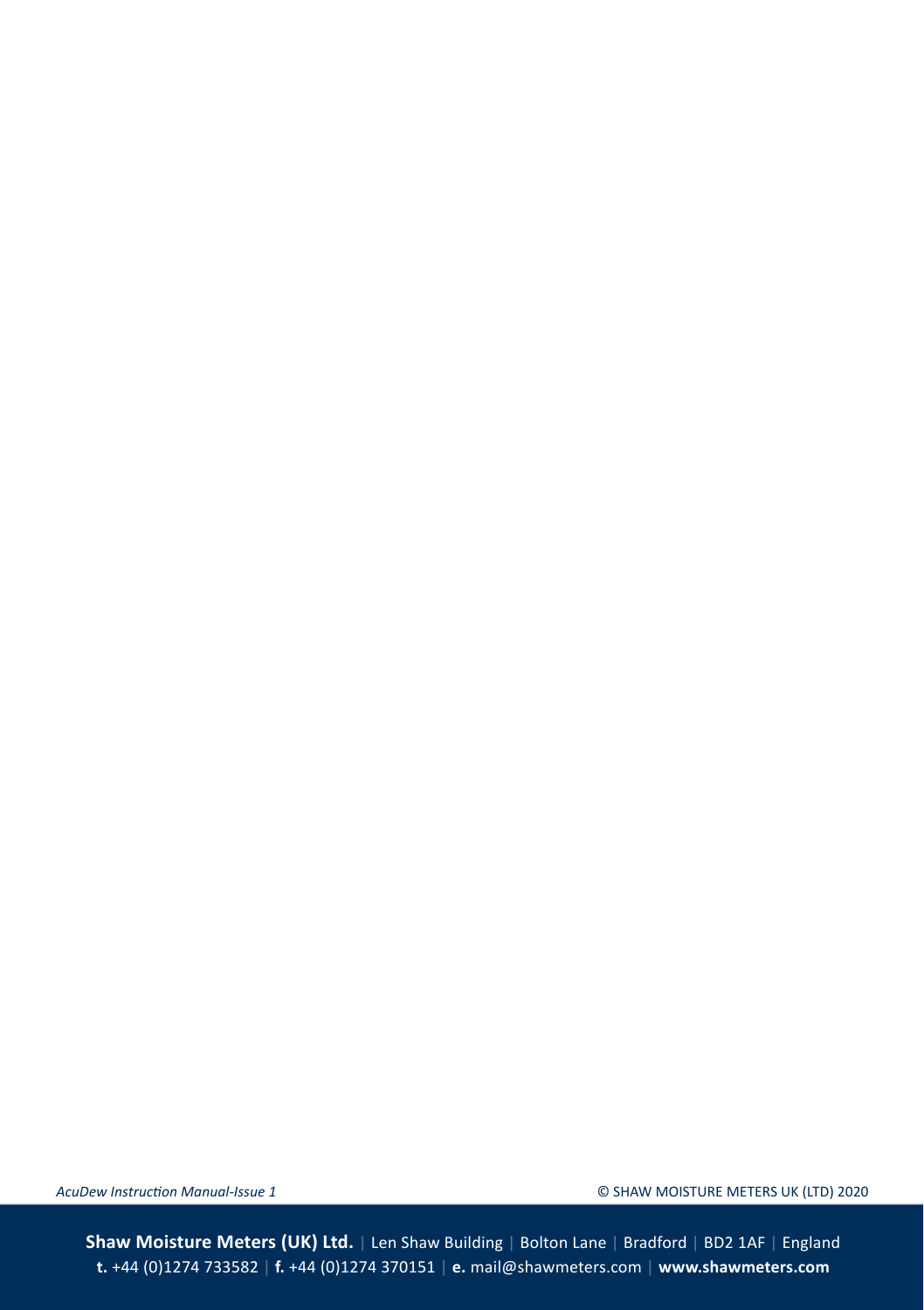**Shaw Moisture Meters (UK) Ltd.** | Len Shaw Building | Bolton Lane | Bradford | BD2 1AF | England

**t.** +44 (0)1274 733582 | **f.** +44 (0)1274 370151 | **e.** mail@shawmeters.com | **www.shawmeters.com**